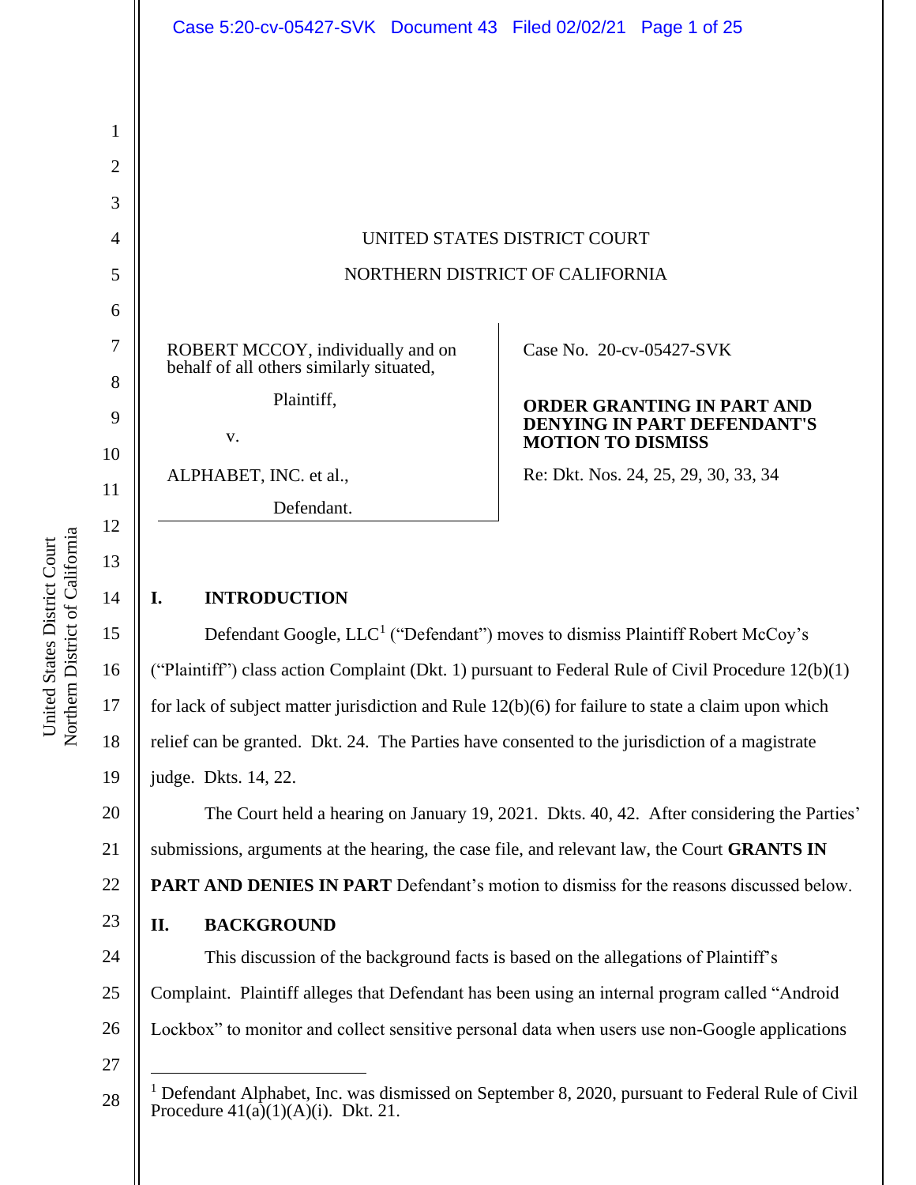UNITED STATES DISTRICT COURT

NORTHERN DISTRICT OF CALIFORNIA

ROBERT MCCOY, individually and on behalf of all others similarly situated,

Plaintiff,

v.

ALPHABET, INC. et al.,

Defendant.

Case No. 20-cv-05427-SVK

**ORDER GRANTING IN PART AND DENYING IN PART DEFENDANT'S MOTION TO DISMISS**

Re: Dkt. Nos. 24, 25, 29, 30, 33, 34

## I. INTRODUCTION

Defendant Google, LLC[1] ("Defendant") moves to dismiss Plaintiff Robert McCoy's ("Plaintiff") class action Complaint (Dkt. 1) pursuant to Federal Rule of Civil Procedure 12(b)(1) for lack of subject matter jurisdiction and Rule 12(b)(6) for failure to state a claim upon which relief can be granted. Dkt. 24. The Parties have consented to the jurisdiction of a magistrate judge. Dkts. 14, 22.

The Court held a hearing on January 19, 2021. Dkts. 40, 42. After considering the Parties' submissions, arguments at the hearing, the case file, and relevant law, the Court **GRANTS IN PART AND DENIES IN PART** Defendant's motion to dismiss for the reasons discussed below.

## II. BACKGROUND

This discussion of the background facts is based on the allegations of Plaintiff's Complaint. Plaintiff alleges that Defendant has been using an internal program called "Android Lockbox" to monitor and collect sensitive personal data when users use non-Google applications

[1] Defendant Alphabet, Inc. was dismissed on September 8, 2020, pursuant to Federal Rule of Civil Procedure 41(a)(1)(A)(i). Dkt. 21.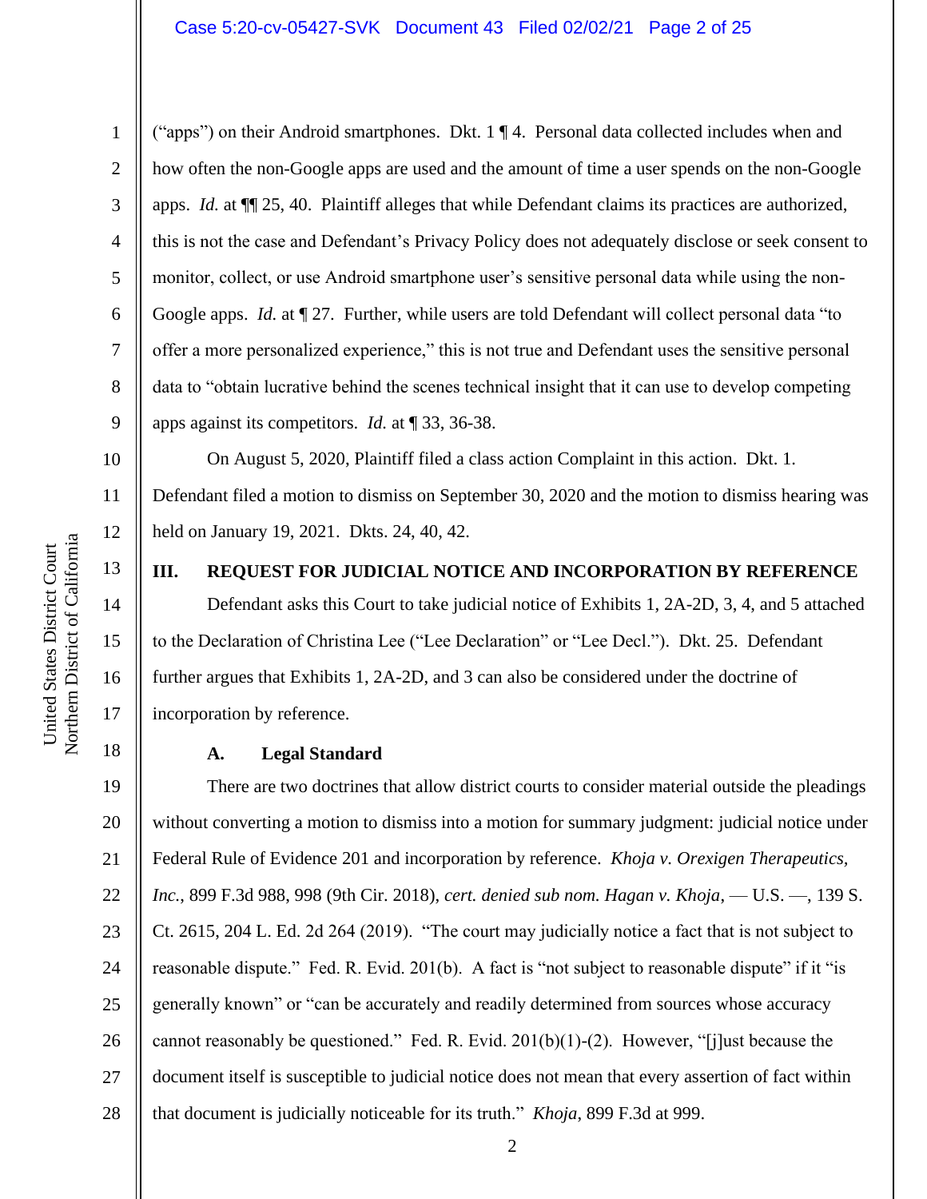("apps") on their Android smartphones. Dkt. 1 ¶ 4. Personal data collected includes when and how often the non-Google apps are used and the amount of time a user spends on the non-Google apps. *Id.* at ¶¶ 25, 40. Plaintiff alleges that while Defendant claims its practices are authorized, this is not the case and Defendant's Privacy Policy does not adequately disclose or seek consent to monitor, collect, or use Android smartphone user's sensitive personal data while using the non-Google apps. *Id.* at ¶ 27. Further, while users are told Defendant will collect personal data "to offer a more personalized experience," this is not true and Defendant uses the sensitive personal data to "obtain lucrative behind the scenes technical insight that it can use to develop competing apps against its competitors. *Id.* at ¶ 33, 36-38.

On August 5, 2020, Plaintiff filed a class action Complaint in this action. Dkt. 1. Defendant filed a motion to dismiss on September 30, 2020 and the motion to dismiss hearing was held on January 19, 2021. Dkts. 24, 40, 42.

## III. REQUEST FOR JUDICIAL NOTICE AND INCORPORATION BY REFERENCE

Defendant asks this Court to take judicial notice of Exhibits 1, 2A-2D, 3, 4, and 5 attached to the Declaration of Christina Lee ("Lee Declaration" or "Lee Decl."). Dkt. 25. Defendant further argues that Exhibits 1, 2A-2D, and 3 can also be considered under the doctrine of incorporation by reference.

### A. Legal Standard

There are two doctrines that allow district courts to consider material outside the pleadings without converting a motion to dismiss into a motion for summary judgment: judicial notice under Federal Rule of Evidence 201 and incorporation by reference. *Khoja v. Orexigen Therapeutics, Inc.*, 899 F.3d 988, 998 (9th Cir. 2018), *cert. denied sub nom. Hagan v. Khoja*, — U.S. —, 139 S. Ct. 2615, 204 L. Ed. 2d 264 (2019). "The court may judicially notice a fact that is not subject to reasonable dispute." Fed. R. Evid. 201(b). A fact is "not subject to reasonable dispute" if it "is generally known" or "can be accurately and readily determined from sources whose accuracy cannot reasonably be questioned." Fed. R. Evid. 201(b)(1)-(2). However, "[j]ust because the document itself is susceptible to judicial notice does not mean that every assertion of fact within that document is judicially noticeable for its truth." *Khoja*, 899 F.3d at 999.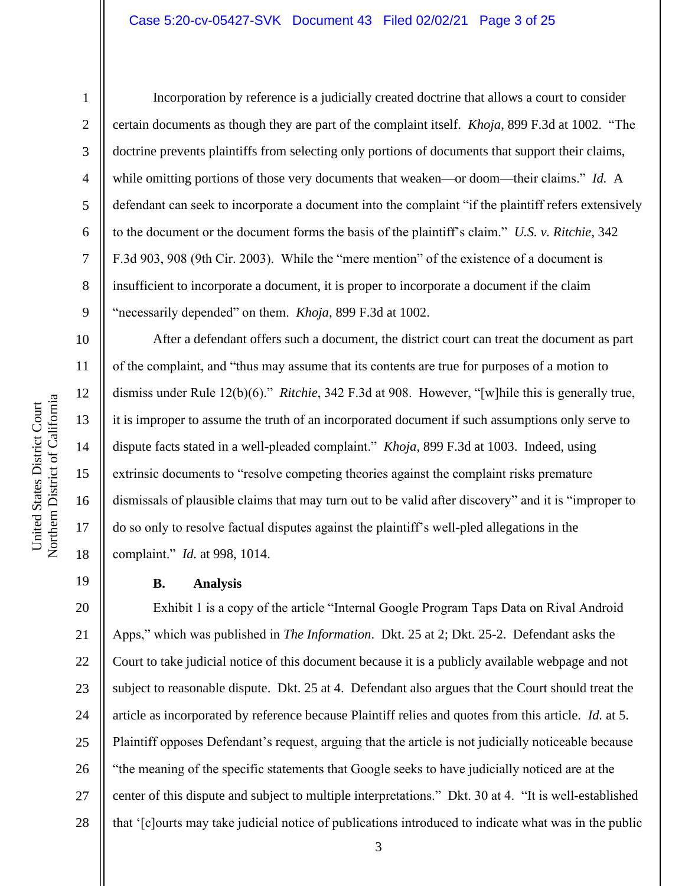Incorporation by reference is a judicially created doctrine that allows a court to consider certain documents as though they are part of the complaint itself. *Khoja*, 899 F.3d at 1002. "The doctrine prevents plaintiffs from selecting only portions of documents that support their claims, while omitting portions of those very documents that weaken—or doom—their claims." *Id.* A defendant can seek to incorporate a document into the complaint "if the plaintiff refers extensively to the document or the document forms the basis of the plaintiff's claim." *U.S. v. Ritchie*, 342 F.3d 903, 908 (9th Cir. 2003). While the "mere mention" of the existence of a document is insufficient to incorporate a document, it is proper to incorporate a document if the claim "necessarily depended" on them. *Khoja*, 899 F.3d at 1002.

After a defendant offers such a document, the district court can treat the document as part of the complaint, and "thus may assume that its contents are true for purposes of a motion to dismiss under Rule 12(b)(6)." *Ritchie*, 342 F.3d at 908. However, "[w]hile this is generally true, it is improper to assume the truth of an incorporated document if such assumptions only serve to dispute facts stated in a well-pleaded complaint." *Khoja*, 899 F.3d at 1003. Indeed, using extrinsic documents to "resolve competing theories against the complaint risks premature dismissals of plausible claims that may turn out to be valid after discovery" and it is "improper to do so only to resolve factual disputes against the plaintiff's well-pled allegations in the complaint." *Id.* at 998, 1014.

### B. Analysis

Exhibit 1 is a copy of the article "Internal Google Program Taps Data on Rival Android Apps," which was published in *The Information*. Dkt. 25 at 2; Dkt. 25-2. Defendant asks the Court to take judicial notice of this document because it is a publicly available webpage and not subject to reasonable dispute. Dkt. 25 at 4. Defendant also argues that the Court should treat the article as incorporated by reference because Plaintiff relies and quotes from this article. *Id.* at 5. Plaintiff opposes Defendant's request, arguing that the article is not judicially noticeable because "the meaning of the specific statements that Google seeks to have judicially noticed are at the center of this dispute and subject to multiple interpretations." Dkt. 30 at 4. "It is well-established that '[c]ourts may take judicial notice of publications introduced to indicate what was in the public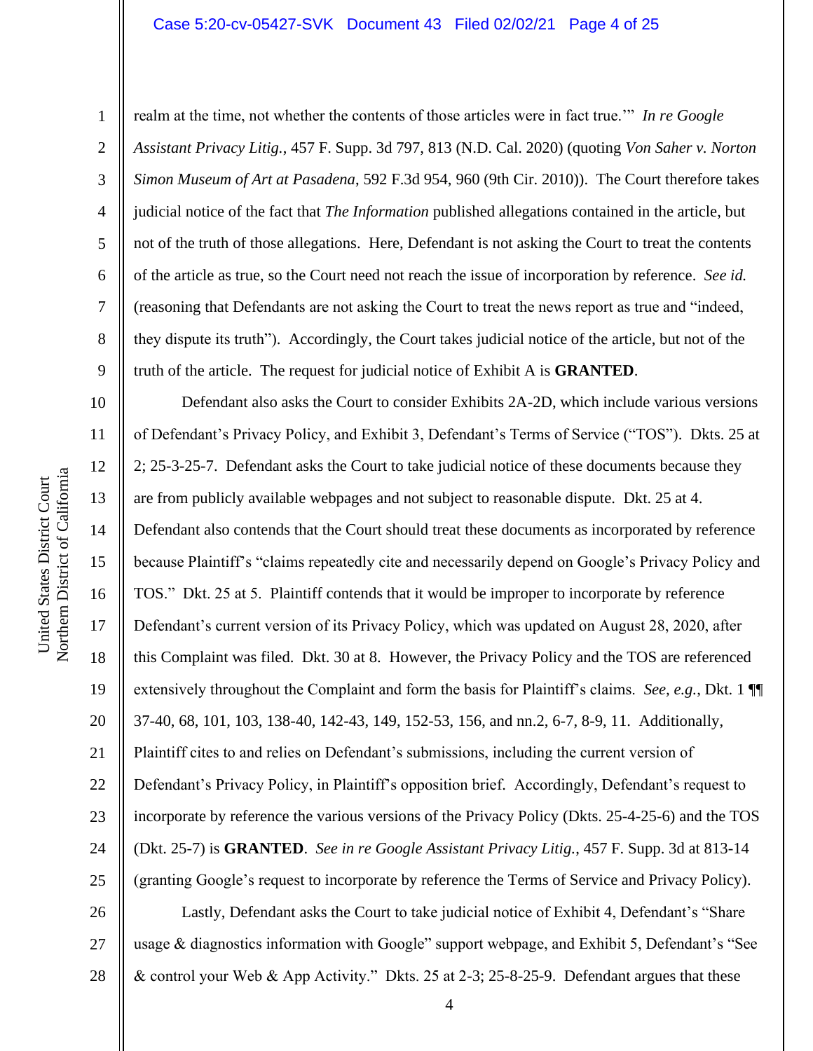realm at the time, not whether the contents of those articles were in fact true.'" *In re Google Assistant Privacy Litig.*, 457 F. Supp. 3d 797, 813 (N.D. Cal. 2020) (quoting *Von Saher v. Norton Simon Museum of Art at Pasadena*, 592 F.3d 954, 960 (9th Cir. 2010)). The Court therefore takes judicial notice of the fact that *The Information* published allegations contained in the article, but not of the truth of those allegations. Here, Defendant is not asking the Court to treat the contents of the article as true, so the Court need not reach the issue of incorporation by reference. *See id.* (reasoning that Defendants are not asking the Court to treat the news report as true and "indeed, they dispute its truth"). Accordingly, the Court takes judicial notice of the article, but not of the truth of the article. The request for judicial notice of Exhibit A is **GRANTED**.

Defendant also asks the Court to consider Exhibits 2A-2D, which include various versions of Defendant's Privacy Policy, and Exhibit 3, Defendant's Terms of Service ("TOS"). Dkts. 25 at 2; 25-3-25-7. Defendant asks the Court to take judicial notice of these documents because they are from publicly available webpages and not subject to reasonable dispute. Dkt. 25 at 4. Defendant also contends that the Court should treat these documents as incorporated by reference because Plaintiff's "claims repeatedly cite and necessarily depend on Google's Privacy Policy and TOS." Dkt. 25 at 5. Plaintiff contends that it would be improper to incorporate by reference Defendant's current version of its Privacy Policy, which was updated on August 28, 2020, after this Complaint was filed. Dkt. 30 at 8. However, the Privacy Policy and the TOS are referenced extensively throughout the Complaint and form the basis for Plaintiff's claims. *See, e.g.*, Dkt. 1 ¶¶ 37-40, 68, 101, 103, 138-40, 142-43, 149, 152-53, 156, and nn.2, 6-7, 8-9, 11. Additionally, Plaintiff cites to and relies on Defendant's submissions, including the current version of Defendant's Privacy Policy, in Plaintiff's opposition brief. Accordingly, Defendant's request to incorporate by reference the various versions of the Privacy Policy (Dkts. 25-4-25-6) and the TOS (Dkt. 25-7) is **GRANTED**. *See in re Google Assistant Privacy Litig.*, 457 F. Supp. 3d at 813-14 (granting Google's request to incorporate by reference the Terms of Service and Privacy Policy).

Lastly, Defendant asks the Court to take judicial notice of Exhibit 4, Defendant's "Share usage & diagnostics information with Google" support webpage, and Exhibit 5, Defendant's "See & control your Web & App Activity." Dkts. 25 at 2-3; 25-8-25-9. Defendant argues that these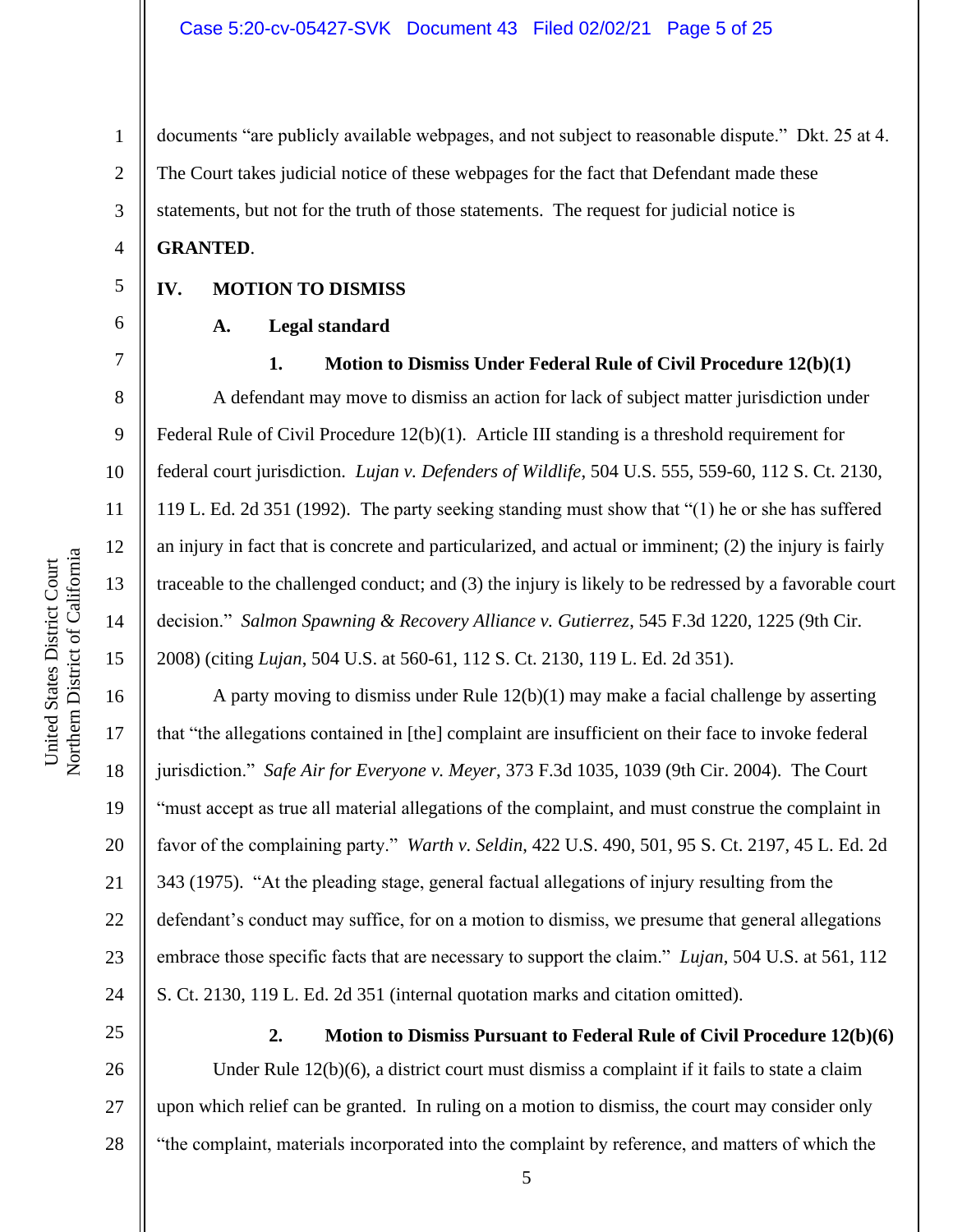documents "are publicly available webpages, and not subject to reasonable dispute." Dkt. 25 at 4. The Court takes judicial notice of these webpages for the fact that Defendant made these statements, but not for the truth of those statements. The request for judicial notice is **GRANTED**.

## IV. MOTION TO DISMISS

### A. Legal standard

#### 1. Motion to Dismiss Under Federal Rule of Civil Procedure 12(b)(1)

A defendant may move to dismiss an action for lack of subject matter jurisdiction under Federal Rule of Civil Procedure 12(b)(1). Article III standing is a threshold requirement for federal court jurisdiction. *Lujan v. Defenders of Wildlife*, 504 U.S. 555, 559-60, 112 S. Ct. 2130, 119 L. Ed. 2d 351 (1992). The party seeking standing must show that "(1) he or she has suffered an injury in fact that is concrete and particularized, and actual or imminent; (2) the injury is fairly traceable to the challenged conduct; and (3) the injury is likely to be redressed by a favorable court decision." *Salmon Spawning & Recovery Alliance v. Gutierrez*, 545 F.3d 1220, 1225 (9th Cir. 2008) (citing *Lujan*, 504 U.S. at 560-61, 112 S. Ct. 2130, 119 L. Ed. 2d 351).

A party moving to dismiss under Rule 12(b)(1) may make a facial challenge by asserting that "the allegations contained in [the] complaint are insufficient on their face to invoke federal jurisdiction." *Safe Air for Everyone v. Meyer*, 373 F.3d 1035, 1039 (9th Cir. 2004). The Court "must accept as true all material allegations of the complaint, and must construe the complaint in favor of the complaining party." *Warth v. Seldin*, 422 U.S. 490, 501, 95 S. Ct. 2197, 45 L. Ed. 2d 343 (1975). "At the pleading stage, general factual allegations of injury resulting from the defendant's conduct may suffice, for on a motion to dismiss, we presume that general allegations embrace those specific facts that are necessary to support the claim." *Lujan*, 504 U.S. at 561, 112 S. Ct. 2130, 119 L. Ed. 2d 351 (internal quotation marks and citation omitted).

#### 2. Motion to Dismiss Pursuant to Federal Rule of Civil Procedure 12(b)(6)

Under Rule 12(b)(6), a district court must dismiss a complaint if it fails to state a claim upon which relief can be granted. In ruling on a motion to dismiss, the court may consider only "the complaint, materials incorporated into the complaint by reference, and matters of which the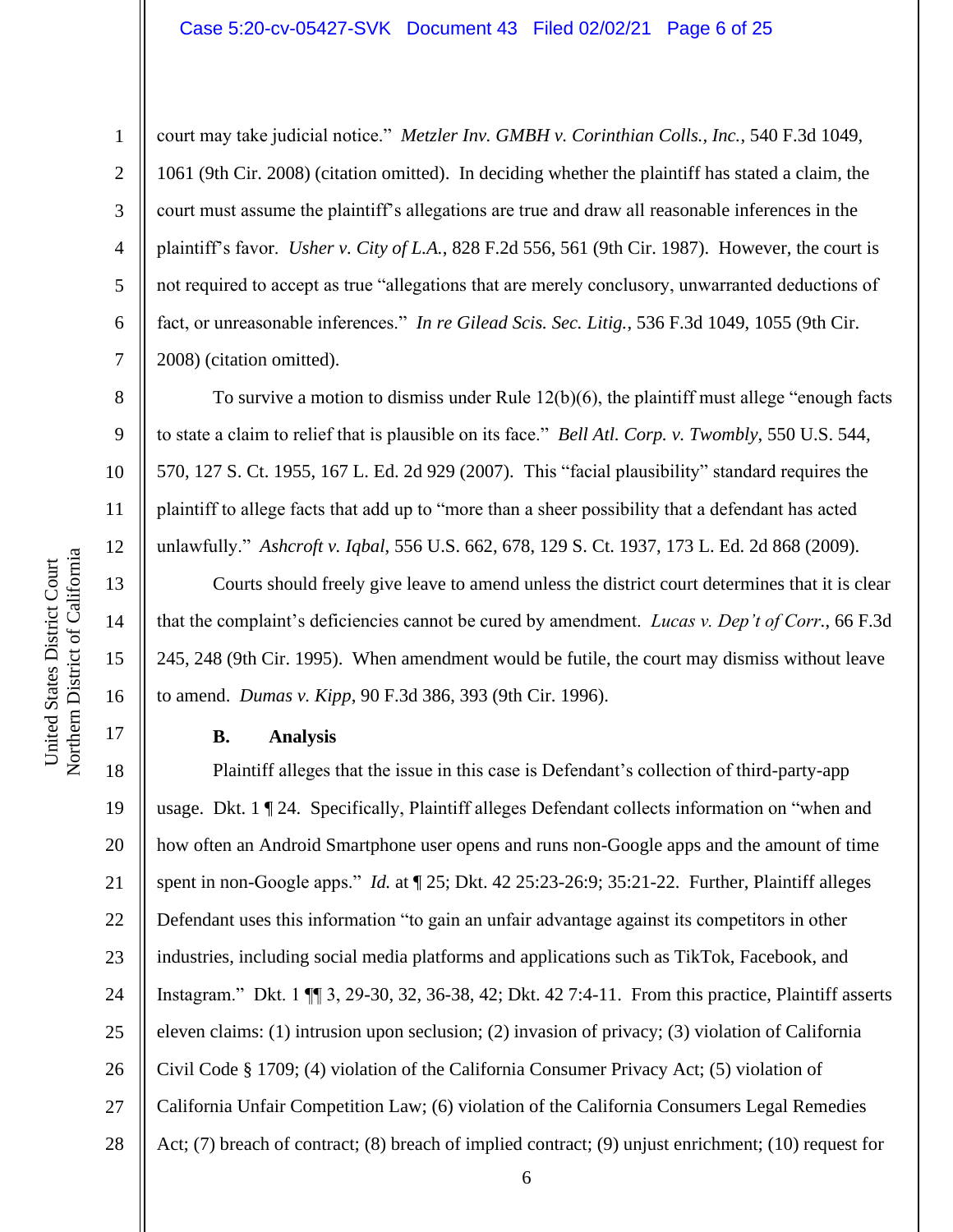court may take judicial notice." *Metzler Inv. GMBH v. Corinthian Colls., Inc.*, 540 F.3d 1049, 1061 (9th Cir. 2008) (citation omitted). In deciding whether the plaintiff has stated a claim, the court must assume the plaintiff's allegations are true and draw all reasonable inferences in the plaintiff's favor. *Usher v. City of L.A.*, 828 F.2d 556, 561 (9th Cir. 1987). However, the court is not required to accept as true "allegations that are merely conclusory, unwarranted deductions of fact, or unreasonable inferences." *In re Gilead Scis. Sec. Litig.*, 536 F.3d 1049, 1055 (9th Cir. 2008) (citation omitted).

To survive a motion to dismiss under Rule 12(b)(6), the plaintiff must allege "enough facts to state a claim to relief that is plausible on its face." *Bell Atl. Corp. v. Twombly*, 550 U.S. 544, 570, 127 S. Ct. 1955, 167 L. Ed. 2d 929 (2007). This "facial plausibility" standard requires the plaintiff to allege facts that add up to "more than a sheer possibility that a defendant has acted unlawfully." *Ashcroft v. Iqbal*, 556 U.S. 662, 678, 129 S. Ct. 1937, 173 L. Ed. 2d 868 (2009).

Courts should freely give leave to amend unless the district court determines that it is clear that the complaint's deficiencies cannot be cured by amendment. *Lucas v. Dep't of Corr.*, 66 F.3d 245, 248 (9th Cir. 1995). When amendment would be futile, the court may dismiss without leave to amend. *Dumas v. Kipp*, 90 F.3d 386, 393 (9th Cir. 1996).

**B. Analysis**

Plaintiff alleges that the issue in this case is Defendant's collection of third-party-app usage. Dkt. 1 ¶ 24. Specifically, Plaintiff alleges Defendant collects information on "when and how often an Android Smartphone user opens and runs non-Google apps and the amount of time spent in non-Google apps." *Id.* at ¶ 25; Dkt. 42 25:23-26:9; 35:21-22. Further, Plaintiff alleges Defendant uses this information "to gain an unfair advantage against its competitors in other industries, including social media platforms and applications such as TikTok, Facebook, and Instagram." Dkt. 1 ¶¶ 3, 29-30, 32, 36-38, 42; Dkt. 42 7:4-11. From this practice, Plaintiff asserts eleven claims: (1) intrusion upon seclusion; (2) invasion of privacy; (3) violation of California Civil Code § 1709; (4) violation of the California Consumer Privacy Act; (5) violation of California Unfair Competition Law; (6) violation of the California Consumers Legal Remedies Act; (7) breach of contract; (8) breach of implied contract; (9) unjust enrichment; (10) request for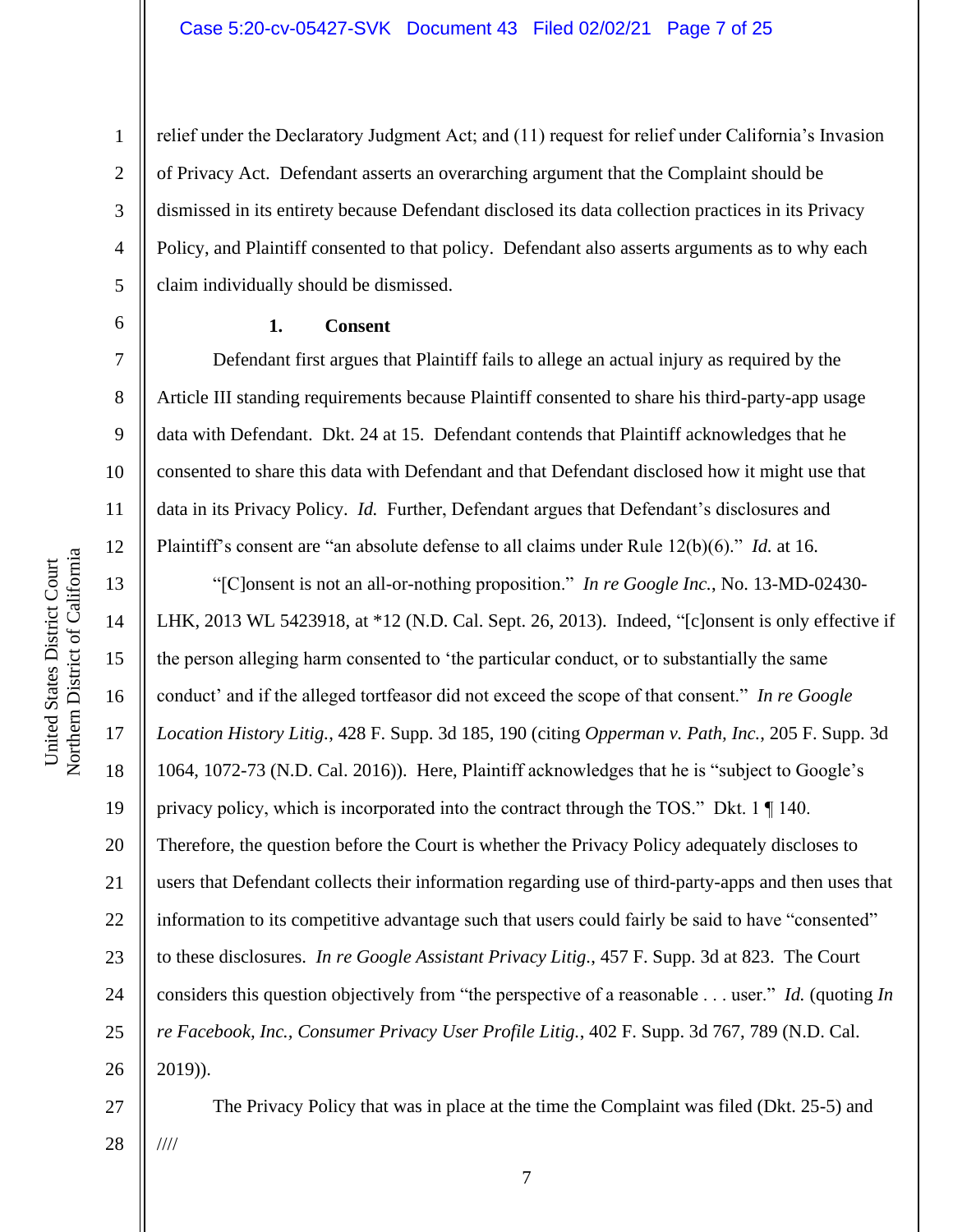relief under the Declaratory Judgment Act; and (11) request for relief under California's Invasion of Privacy Act. Defendant asserts an overarching argument that the Complaint should be dismissed in its entirety because Defendant disclosed its data collection practices in its Privacy Policy, and Plaintiff consented to that policy. Defendant also asserts arguments as to why each claim individually should be dismissed.

**1. Consent**

Defendant first argues that Plaintiff fails to allege an actual injury as required by the Article III standing requirements because Plaintiff consented to share his third-party-app usage data with Defendant. Dkt. 24 at 15. Defendant contends that Plaintiff acknowledges that he consented to share this data with Defendant and that Defendant disclosed how it might use that data in its Privacy Policy. *Id.* Further, Defendant argues that Defendant's disclosures and Plaintiff's consent are "an absolute defense to all claims under Rule 12(b)(6)." *Id.* at 16.

"[C]onsent is not an all-or-nothing proposition." *In re Google Inc.*, No. 13-MD-02430-LHK, 2013 WL 5423918, at *12 (N.D. Cal. Sept. 26, 2013). Indeed, "[c]onsent is only effective if the person alleging harm consented to 'the particular conduct, or to substantially the same conduct' and if the alleged tortfeasor did not exceed the scope of that consent." *In re Google Location History Litig.*, 428 F. Supp. 3d 185, 190 (citing *Opperman v. Path, Inc.*, 205 F. Supp. 3d 1064, 1072-73 (N.D. Cal. 2016)). Here, Plaintiff acknowledges that he is "subject to Google's privacy policy, which is incorporated into the contract through the TOS." Dkt. 1 ¶ 140. Therefore, the question before the Court is whether the Privacy Policy adequately discloses to users that Defendant collects their information regarding use of third-party-apps and then uses that information to its competitive advantage such that users could fairly be said to have "consented" to these disclosures. *In re Google Assistant Privacy Litig.*, 457 F. Supp. 3d at 823. The Court considers this question objectively from "the perspective of a reasonable . . . user." *Id.* (quoting *In re Facebook, Inc., Consumer Privacy User Profile Litig.*, 402 F. Supp. 3d 767, 789 (N.D. Cal. 2019)).

The Privacy Policy that was in place at the time the Complaint was filed (Dkt. 25-5) and

////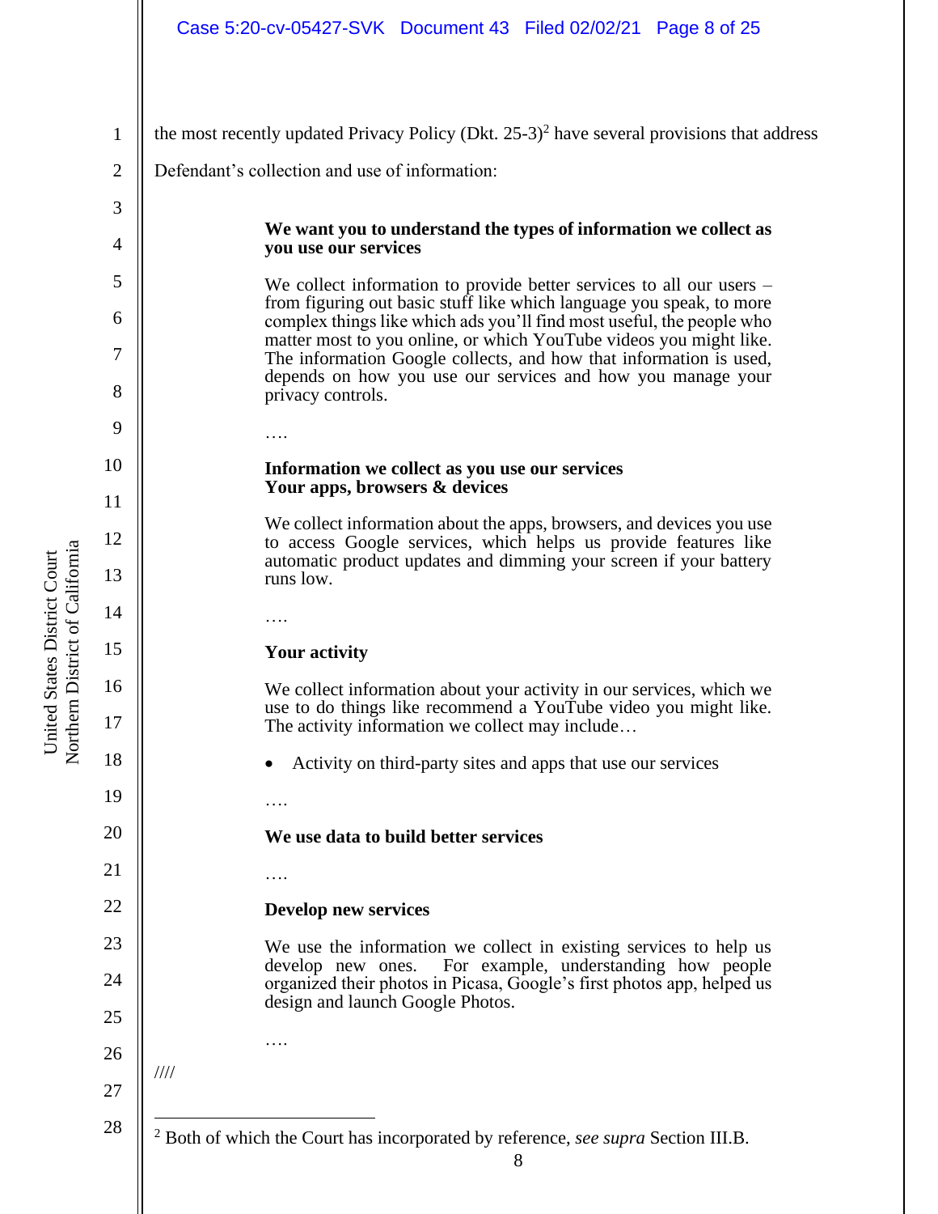the most recently updated Privacy Policy (Dkt. 25-3)[2] have several provisions that address Defendant's collection and use of information:

> **We want you to understand the types of information we collect as you use our services**
>
> We collect information to provide better services to all our users – from figuring out basic stuff like which language you speak, to more complex things like which ads you'll find most useful, the people who matter most to you online, or which YouTube videos you might like. The information Google collects, and how that information is used, depends on how you use our services and how you manage your privacy controls.
>
> ….
>
> **Information we collect as you use our services**
> **Your apps, browsers & devices**
>
> We collect information about the apps, browsers, and devices you use to access Google services, which helps us provide features like automatic product updates and dimming your screen if your battery runs low.
>
> ….
>
> **Your activity**
>
> We collect information about your activity in our services, which we use to do things like recommend a YouTube video you might like. The activity information we collect may include…
>
> - Activity on third-party sites and apps that use our services
>
> ….
>
> **We use data to build better services**
>
> ….
>
> **Develop new services**
>
> We use the information we collect in existing services to help us develop new ones. For example, understanding how people organized their photos in Picasa, Google's first photos app, helped us design and launch Google Photos.
>
> ….

////

[2] Both of which the Court has incorporated by reference, *see supra* Section III.B.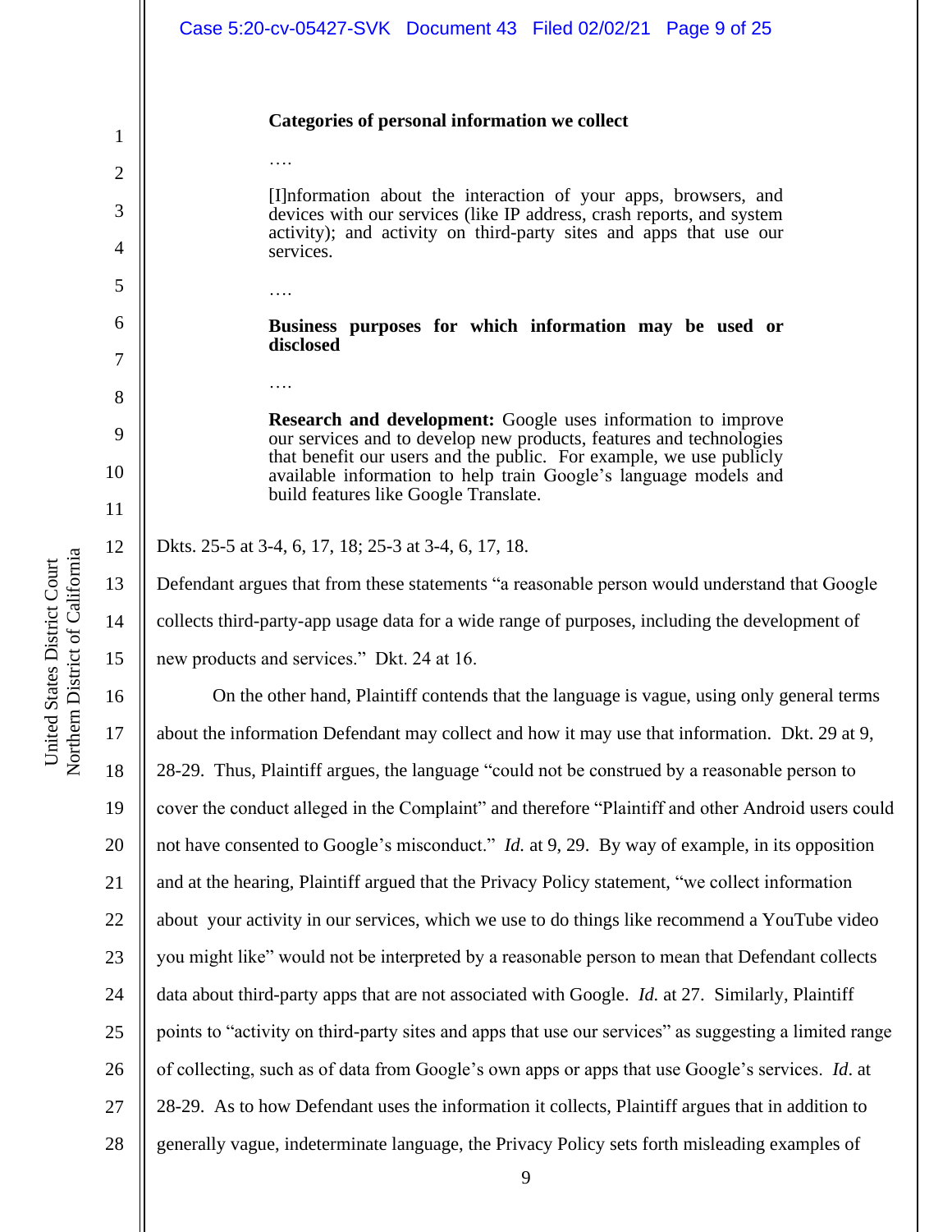> **Categories of personal information we collect**
>
> ….
>
> [I]nformation about the interaction of your apps, browsers, and devices with our services (like IP address, crash reports, and system activity); and activity on third-party sites and apps that use our services.
>
> ….
>
> **Business purposes for which information may be used or disclosed**
>
> ….
>
> **Research and development:** Google uses information to improve our services and to develop new products, features and technologies that benefit our users and the public. For example, we use publicly available information to help train Google's language models and build features like Google Translate.

Dkts. 25-5 at 3-4, 6, 17, 18; 25-3 at 3-4, 6, 17, 18.

Defendant argues that from these statements "a reasonable person would understand that Google collects third-party-app usage data for a wide range of purposes, including the development of new products and services." Dkt. 24 at 16.

On the other hand, Plaintiff contends that the language is vague, using only general terms about the information Defendant may collect and how it may use that information. Dkt. 29 at 9, 28-29. Thus, Plaintiff argues, the language "could not be construed by a reasonable person to cover the conduct alleged in the Complaint" and therefore "Plaintiff and other Android users could not have consented to Google's misconduct." *Id.* at 9, 29. By way of example, in its opposition and at the hearing, Plaintiff argued that the Privacy Policy statement, "we collect information about your activity in our services, which we use to do things like recommend a YouTube video you might like" would not be interpreted by a reasonable person to mean that Defendant collects data about third-party apps that are not associated with Google. *Id.* at 27. Similarly, Plaintiff points to "activity on third-party sites and apps that use our services" as suggesting a limited range of collecting, such as of data from Google's own apps or apps that use Google's services. *Id*. at 28-29. As to how Defendant uses the information it collects, Plaintiff argues that in addition to generally vague, indeterminate language, the Privacy Policy sets forth misleading examples of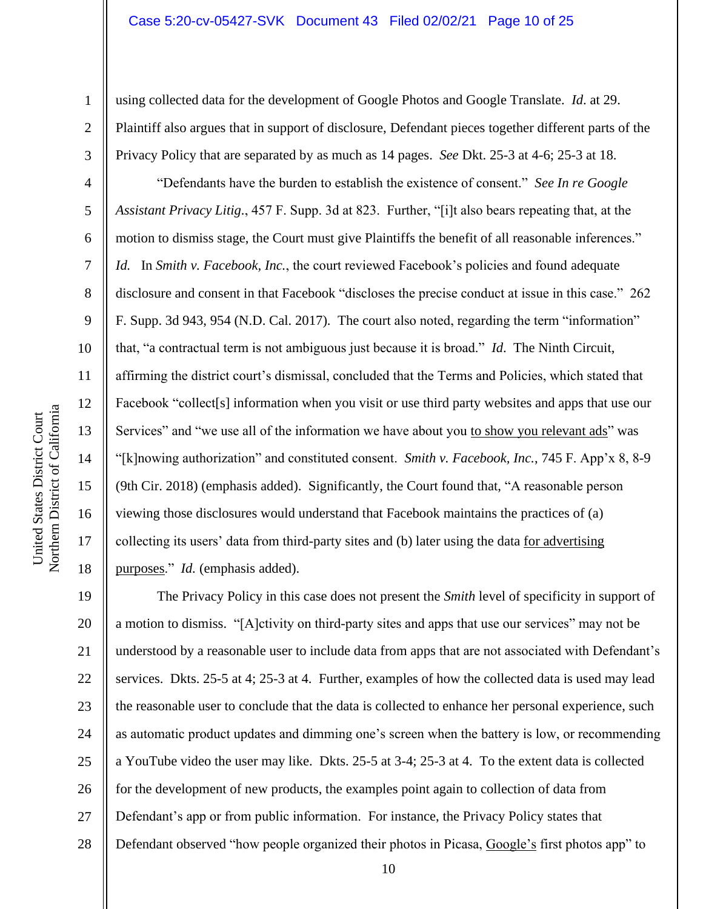using collected data for the development of Google Photos and Google Translate. *Id.* at 29. Plaintiff also argues that in support of disclosure, Defendant pieces together different parts of the Privacy Policy that are separated by as much as 14 pages. *See* Dkt. 25-3 at 4-6; 25-3 at 18.

"Defendants have the burden to establish the existence of consent." *See In re Google Assistant Privacy Litig.*, 457 F. Supp. 3d at 823. Further, "[i]t also bears repeating that, at the motion to dismiss stage, the Court must give Plaintiffs the benefit of all reasonable inferences." *Id.* In *Smith v. Facebook, Inc.*, the court reviewed Facebook's policies and found adequate disclosure and consent in that Facebook "discloses the precise conduct at issue in this case." 262 F. Supp. 3d 943, 954 (N.D. Cal. 2017). The court also noted, regarding the term "information" that, "a contractual term is not ambiguous just because it is broad." *Id.* The Ninth Circuit, affirming the district court's dismissal, concluded that the Terms and Policies, which stated that Facebook "collect[s] information when you visit or use third party websites and apps that use our Services" and "we use all of the information we have about you <u>to show you relevant ads</u>" was "[k]nowing authorization" and constituted consent. *Smith v. Facebook, Inc.*, 745 F. App'x 8, 8-9 (9th Cir. 2018) (emphasis added). Significantly, the Court found that, "A reasonable person viewing those disclosures would understand that Facebook maintains the practices of (a) collecting its users' data from third-party sites and (b) later using the data <u>for advertising purposes</u>." *Id.* (emphasis added).

The Privacy Policy in this case does not present the *Smith* level of specificity in support of a motion to dismiss. "[A]ctivity on third-party sites and apps that use our services" may not be understood by a reasonable user to include data from apps that are not associated with Defendant's services. Dkts. 25-5 at 4; 25-3 at 4. Further, examples of how the collected data is used may lead the reasonable user to conclude that the data is collected to enhance her personal experience, such as automatic product updates and dimming one's screen when the battery is low, or recommending a YouTube video the user may like. Dkts. 25-5 at 3-4; 25-3 at 4. To the extent data is collected for the development of new products, the examples point again to collection of data from Defendant's app or from public information. For instance, the Privacy Policy states that Defendant observed "how people organized their photos in Picasa, <u>Google's</u> first photos app" to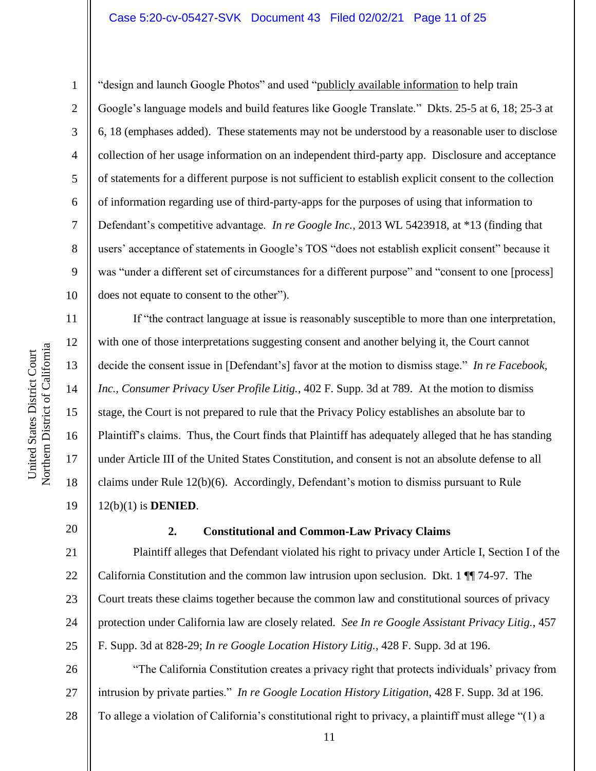"design and launch Google Photos" and used "<u>publicly available information</u> to help train Google's language models and build features like Google Translate." Dkts. 25-5 at 6, 18; 25-3 at 6, 18 (emphases added). These statements may not be understood by a reasonable user to disclose collection of her usage information on an independent third-party app. Disclosure and acceptance of statements for a different purpose is not sufficient to establish explicit consent to the collection of information regarding use of third-party-apps for the purposes of using that information to Defendant's competitive advantage. *In re Google Inc.*, 2013 WL 5423918, at *13 (finding that users' acceptance of statements in Google's TOS "does not establish explicit consent" because it was "under a different set of circumstances for a different purpose" and "consent to one [process] does not equate to consent to the other").

If "the contract language at issue is reasonably susceptible to more than one interpretation, with one of those interpretations suggesting consent and another belying it, the Court cannot decide the consent issue in [Defendant's] favor at the motion to dismiss stage." *In re Facebook, Inc., Consumer Privacy User Profile Litig.*, 402 F. Supp. 3d at 789. At the motion to dismiss stage, the Court is not prepared to rule that the Privacy Policy establishes an absolute bar to Plaintiff's claims. Thus, the Court finds that Plaintiff has adequately alleged that he has standing under Article III of the United States Constitution, and consent is not an absolute defense to all claims under Rule 12(b)(6). Accordingly, Defendant's motion to dismiss pursuant to Rule 12(b)(1) is **DENIED**.

**2. Constitutional and Common-Law Privacy Claims**

Plaintiff alleges that Defendant violated his right to privacy under Article I, Section I of the California Constitution and the common law intrusion upon seclusion. Dkt. 1 ¶¶ 74-97. The Court treats these claims together because the common law and constitutional sources of privacy protection under California law are closely related. *See In re Google Assistant Privacy Litig.*, 457 F. Supp. 3d at 828-29; *In re Google Location History Litig.*, 428 F. Supp. 3d at 196.

"The California Constitution creates a privacy right that protects individuals' privacy from intrusion by private parties." *In re Google Location History Litigation*, 428 F. Supp. 3d at 196. To allege a violation of California's constitutional right to privacy, a plaintiff must allege "(1) a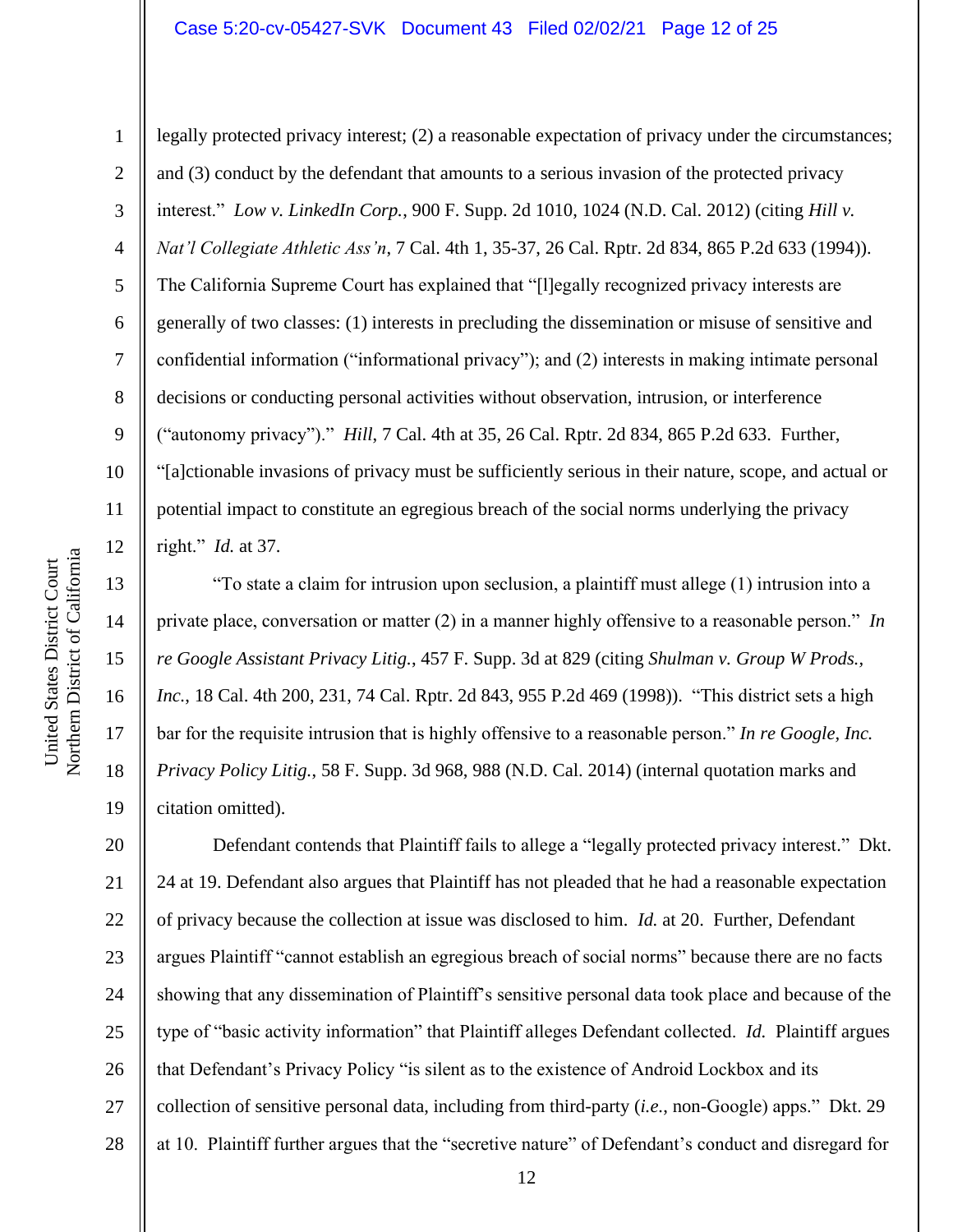legally protected privacy interest; (2) a reasonable expectation of privacy under the circumstances; and (3) conduct by the defendant that amounts to a serious invasion of the protected privacy interest." *Low v. LinkedIn Corp.*, 900 F. Supp. 2d 1010, 1024 (N.D. Cal. 2012) (citing *Hill v. Nat'l Collegiate Athletic Ass'n*, 7 Cal. 4th 1, 35-37, 26 Cal. Rptr. 2d 834, 865 P.2d 633 (1994)). The California Supreme Court has explained that "[l]egally recognized privacy interests are generally of two classes: (1) interests in precluding the dissemination or misuse of sensitive and confidential information ("informational privacy"); and (2) interests in making intimate personal decisions or conducting personal activities without observation, intrusion, or interference ("autonomy privacy")." *Hill*, 7 Cal. 4th at 35, 26 Cal. Rptr. 2d 834, 865 P.2d 633. Further, "[a]ctionable invasions of privacy must be sufficiently serious in their nature, scope, and actual or potential impact to constitute an egregious breach of the social norms underlying the privacy right." *Id.* at 37.

"To state a claim for intrusion upon seclusion, a plaintiff must allege (1) intrusion into a private place, conversation or matter (2) in a manner highly offensive to a reasonable person." *In re Google Assistant Privacy Litig.*, 457 F. Supp. 3d at 829 (citing *Shulman v. Group W Prods., Inc.*, 18 Cal. 4th 200, 231, 74 Cal. Rptr. 2d 843, 955 P.2d 469 (1998)). "This district sets a high bar for the requisite intrusion that is highly offensive to a reasonable person." *In re Google, Inc. Privacy Policy Litig.*, 58 F. Supp. 3d 968, 988 (N.D. Cal. 2014) (internal quotation marks and citation omitted).

Defendant contends that Plaintiff fails to allege a "legally protected privacy interest." Dkt. 24 at 19. Defendant also argues that Plaintiff has not pleaded that he had a reasonable expectation of privacy because the collection at issue was disclosed to him. *Id.* at 20. Further, Defendant argues Plaintiff "cannot establish an egregious breach of social norms" because there are no facts showing that any dissemination of Plaintiff's sensitive personal data took place and because of the type of "basic activity information" that Plaintiff alleges Defendant collected. *Id.* Plaintiff argues that Defendant's Privacy Policy "is silent as to the existence of Android Lockbox and its collection of sensitive personal data, including from third-party (*i.e.*, non-Google) apps." Dkt. 29 at 10. Plaintiff further argues that the "secretive nature" of Defendant's conduct and disregard for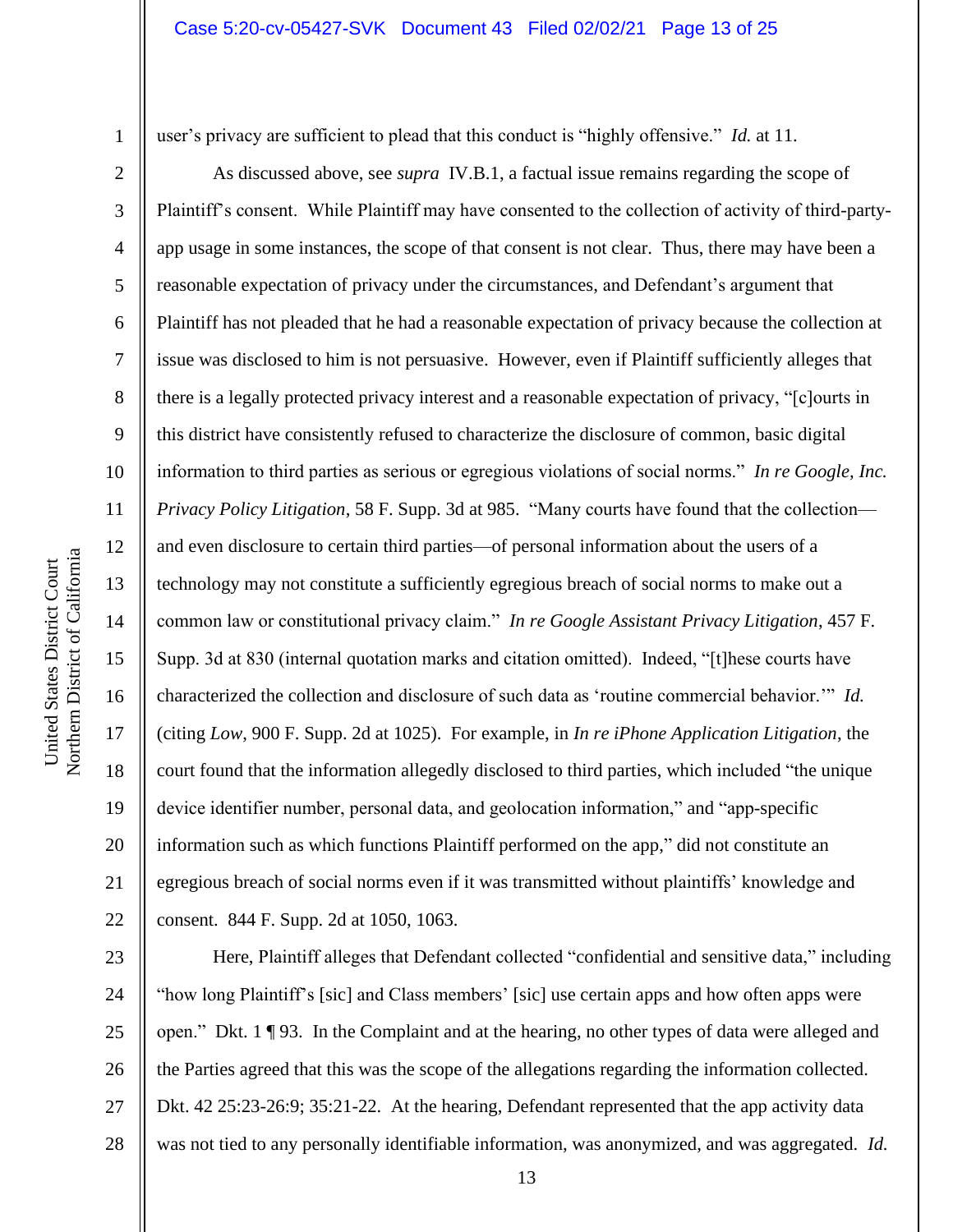user's privacy are sufficient to plead that this conduct is "highly offensive." *Id.* at 11.

As discussed above, see *supra* IV.B.1, a factual issue remains regarding the scope of Plaintiff's consent. While Plaintiff may have consented to the collection of activity of third-party-app usage in some instances, the scope of that consent is not clear. Thus, there may have been a reasonable expectation of privacy under the circumstances, and Defendant's argument that Plaintiff has not pleaded that he had a reasonable expectation of privacy because the collection at issue was disclosed to him is not persuasive. However, even if Plaintiff sufficiently alleges that there is a legally protected privacy interest and a reasonable expectation of privacy, "[c]ourts in this district have consistently refused to characterize the disclosure of common, basic digital information to third parties as serious or egregious violations of social norms." *In re Google, Inc. Privacy Policy Litigation*, 58 F. Supp. 3d at 985. "Many courts have found that the collection—and even disclosure to certain third parties—of personal information about the users of a technology may not constitute a sufficiently egregious breach of social norms to make out a common law or constitutional privacy claim." *In re Google Assistant Privacy Litigation*, 457 F. Supp. 3d at 830 (internal quotation marks and citation omitted). Indeed, "[t]hese courts have characterized the collection and disclosure of such data as 'routine commercial behavior.'" *Id.* (citing *Low*, 900 F. Supp. 2d at 1025). For example, in *In re iPhone Application Litigation*, the court found that the information allegedly disclosed to third parties, which included "the unique device identifier number, personal data, and geolocation information," and "app-specific information such as which functions Plaintiff performed on the app," did not constitute an egregious breach of social norms even if it was transmitted without plaintiffs' knowledge and consent. 844 F. Supp. 2d at 1050, 1063.

Here, Plaintiff alleges that Defendant collected "confidential and sensitive data," including "how long Plaintiff's [sic] and Class members' [sic] use certain apps and how often apps were open." Dkt. 1 ¶ 93. In the Complaint and at the hearing, no other types of data were alleged and the Parties agreed that this was the scope of the allegations regarding the information collected. Dkt. 42 25:23-26:9; 35:21-22. At the hearing, Defendant represented that the app activity data was not tied to any personally identifiable information, was anonymized, and was aggregated. *Id.*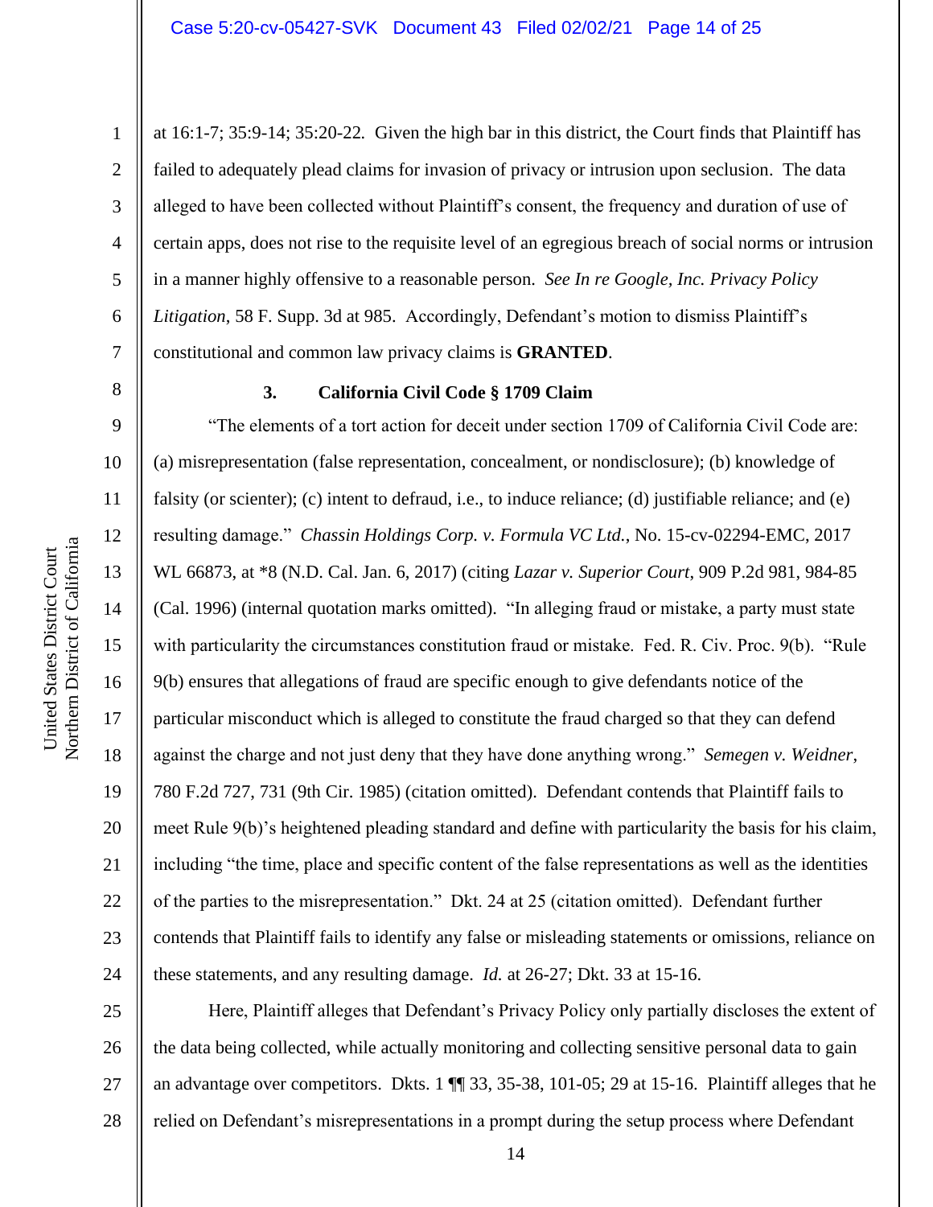at 16:1-7; 35:9-14; 35:20-22. Given the high bar in this district, the Court finds that Plaintiff has failed to adequately plead claims for invasion of privacy or intrusion upon seclusion. The data alleged to have been collected without Plaintiff's consent, the frequency and duration of use of certain apps, does not rise to the requisite level of an egregious breach of social norms or intrusion in a manner highly offensive to a reasonable person. *See In re Google, Inc. Privacy Policy Litigation*, 58 F. Supp. 3d at 985. Accordingly, Defendant's motion to dismiss Plaintiff's constitutional and common law privacy claims is **GRANTED**.

### 3. California Civil Code § 1709 Claim

"The elements of a tort action for deceit under section 1709 of California Civil Code are: (a) misrepresentation (false representation, concealment, or nondisclosure); (b) knowledge of falsity (or scienter); (c) intent to defraud, i.e., to induce reliance; (d) justifiable reliance; and (e) resulting damage." *Chassin Holdings Corp. v. Formula VC Ltd.*, No. 15-cv-02294-EMC, 2017 WL 66873, at *8 (N.D. Cal. Jan. 6, 2017) (citing *Lazar v. Superior Court*, 909 P.2d 981, 984-85 (Cal. 1996) (internal quotation marks omitted). "In alleging fraud or mistake, a party must state with particularity the circumstances constitution fraud or mistake. Fed. R. Civ. Proc. 9(b). "Rule 9(b) ensures that allegations of fraud are specific enough to give defendants notice of the particular misconduct which is alleged to constitute the fraud charged so that they can defend against the charge and not just deny that they have done anything wrong." *Semegen v. Weidner*, 780 F.2d 727, 731 (9th Cir. 1985) (citation omitted). Defendant contends that Plaintiff fails to meet Rule 9(b)'s heightened pleading standard and define with particularity the basis for his claim, including "the time, place and specific content of the false representations as well as the identities of the parties to the misrepresentation." Dkt. 24 at 25 (citation omitted). Defendant further contends that Plaintiff fails to identify any false or misleading statements or omissions, reliance on these statements, and any resulting damage. *Id.* at 26-27; Dkt. 33 at 15-16.

Here, Plaintiff alleges that Defendant's Privacy Policy only partially discloses the extent of the data being collected, while actually monitoring and collecting sensitive personal data to gain an advantage over competitors. Dkts. 1 ¶¶ 33, 35-38, 101-05; 29 at 15-16. Plaintiff alleges that he relied on Defendant's misrepresentations in a prompt during the setup process where Defendant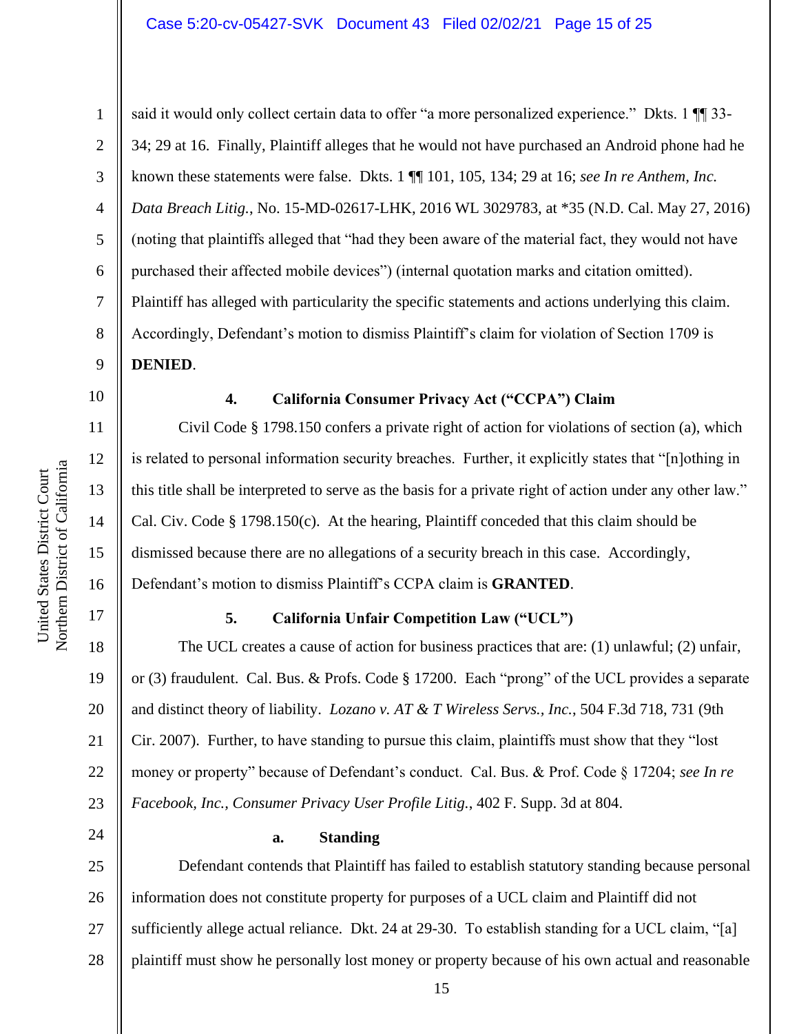said it would only collect certain data to offer "a more personalized experience." Dkts. 1 ¶¶ 33-34; 29 at 16. Finally, Plaintiff alleges that he would not have purchased an Android phone had he known these statements were false. Dkts. 1 ¶¶ 101, 105, 134; 29 at 16; *see In re Anthem, Inc. Data Breach Litig.*, No. 15-MD-02617-LHK, 2016 WL 3029783, at *35 (N.D. Cal. May 27, 2016) (noting that plaintiffs alleged that "had they been aware of the material fact, they would not have purchased their affected mobile devices") (internal quotation marks and citation omitted). Plaintiff has alleged with particularity the specific statements and actions underlying this claim. Accordingly, Defendant's motion to dismiss Plaintiff's claim for violation of Section 1709 is **DENIED**.

**4. California Consumer Privacy Act ("CCPA") Claim**

Civil Code § 1798.150 confers a private right of action for violations of section (a), which is related to personal information security breaches. Further, it explicitly states that "[n]othing in this title shall be interpreted to serve as the basis for a private right of action under any other law." Cal. Civ. Code § 1798.150(c). At the hearing, Plaintiff conceded that this claim should be dismissed because there are no allegations of a security breach in this case. Accordingly, Defendant's motion to dismiss Plaintiff's CCPA claim is **GRANTED**.

**5. California Unfair Competition Law ("UCL")**

The UCL creates a cause of action for business practices that are: (1) unlawful; (2) unfair, or (3) fraudulent. Cal. Bus. & Profs. Code § 17200. Each "prong" of the UCL provides a separate and distinct theory of liability. *Lozano v. AT & T Wireless Servs., Inc.*, 504 F.3d 718, 731 (9th Cir. 2007). Further, to have standing to pursue this claim, plaintiffs must show that they "lost money or property" because of Defendant's conduct. Cal. Bus. & Prof. Code § 17204; *see In re Facebook, Inc., Consumer Privacy User Profile Litig.*, 402 F. Supp. 3d at 804.

**a. Standing**

Defendant contends that Plaintiff has failed to establish statutory standing because personal information does not constitute property for purposes of a UCL claim and Plaintiff did not sufficiently allege actual reliance. Dkt. 24 at 29-30. To establish standing for a UCL claim, "[a] plaintiff must show he personally lost money or property because of his own actual and reasonable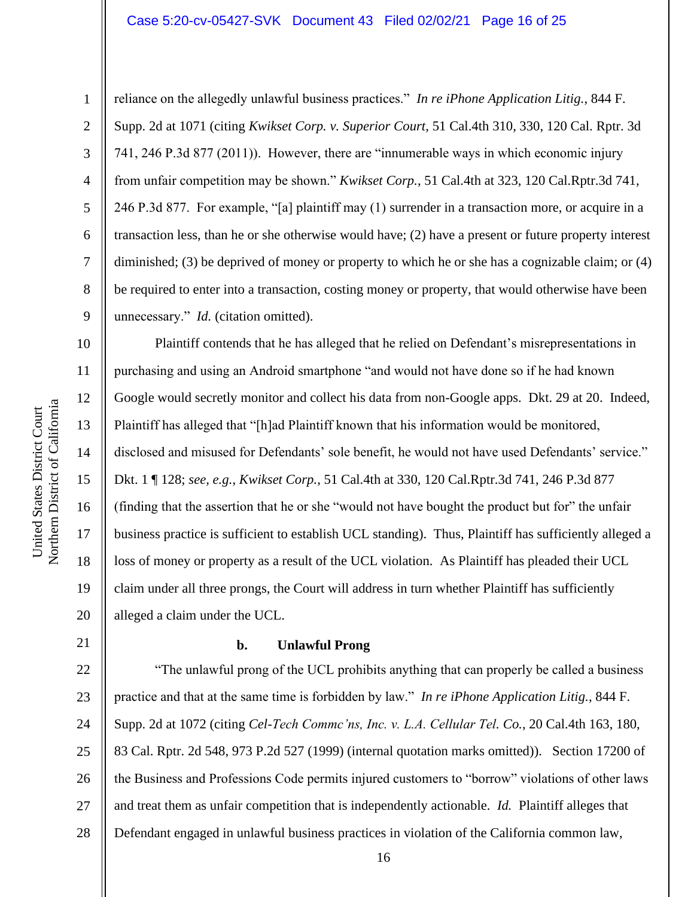reliance on the allegedly unlawful business practices." *In re iPhone Application Litig.*, 844 F. Supp. 2d at 1071 (citing *Kwikset Corp. v. Superior Court*, 51 Cal.4th 310, 330, 120 Cal. Rptr. 3d 741, 246 P.3d 877 (2011)). However, there are "innumerable ways in which economic injury from unfair competition may be shown." *Kwikset Corp.*, 51 Cal.4th at 323, 120 Cal.Rptr.3d 741, 246 P.3d 877. For example, "[a] plaintiff may (1) surrender in a transaction more, or acquire in a transaction less, than he or she otherwise would have; (2) have a present or future property interest diminished; (3) be deprived of money or property to which he or she has a cognizable claim; or (4) be required to enter into a transaction, costing money or property, that would otherwise have been unnecessary." *Id.* (citation omitted).

Plaintiff contends that he has alleged that he relied on Defendant's misrepresentations in purchasing and using an Android smartphone "and would not have done so if he had known Google would secretly monitor and collect his data from non-Google apps. Dkt. 29 at 20. Indeed, Plaintiff has alleged that "[h]ad Plaintiff known that his information would be monitored, disclosed and misused for Defendants' sole benefit, he would not have used Defendants' service." Dkt. 1 ¶ 128; *see, e.g., Kwikset Corp.*, 51 Cal.4th at 330, 120 Cal.Rptr.3d 741, 246 P.3d 877 (finding that the assertion that he or she "would not have bought the product but for" the unfair business practice is sufficient to establish UCL standing). Thus, Plaintiff has sufficiently alleged a loss of money or property as a result of the UCL violation. As Plaintiff has pleaded their UCL claim under all three prongs, the Court will address in turn whether Plaintiff has sufficiently alleged a claim under the UCL.

**b. Unlawful Prong**

"The unlawful prong of the UCL prohibits anything that can properly be called a business practice and that at the same time is forbidden by law." *In re iPhone Application Litig.*, 844 F. Supp. 2d at 1072 (citing *Cel-Tech Commc'ns, Inc. v. L.A. Cellular Tel. Co.*, 20 Cal.4th 163, 180, 83 Cal. Rptr. 2d 548, 973 P.2d 527 (1999) (internal quotation marks omitted)). Section 17200 of the Business and Professions Code permits injured customers to "borrow" violations of other laws and treat them as unfair competition that is independently actionable. *Id.* Plaintiff alleges that Defendant engaged in unlawful business practices in violation of the California common law,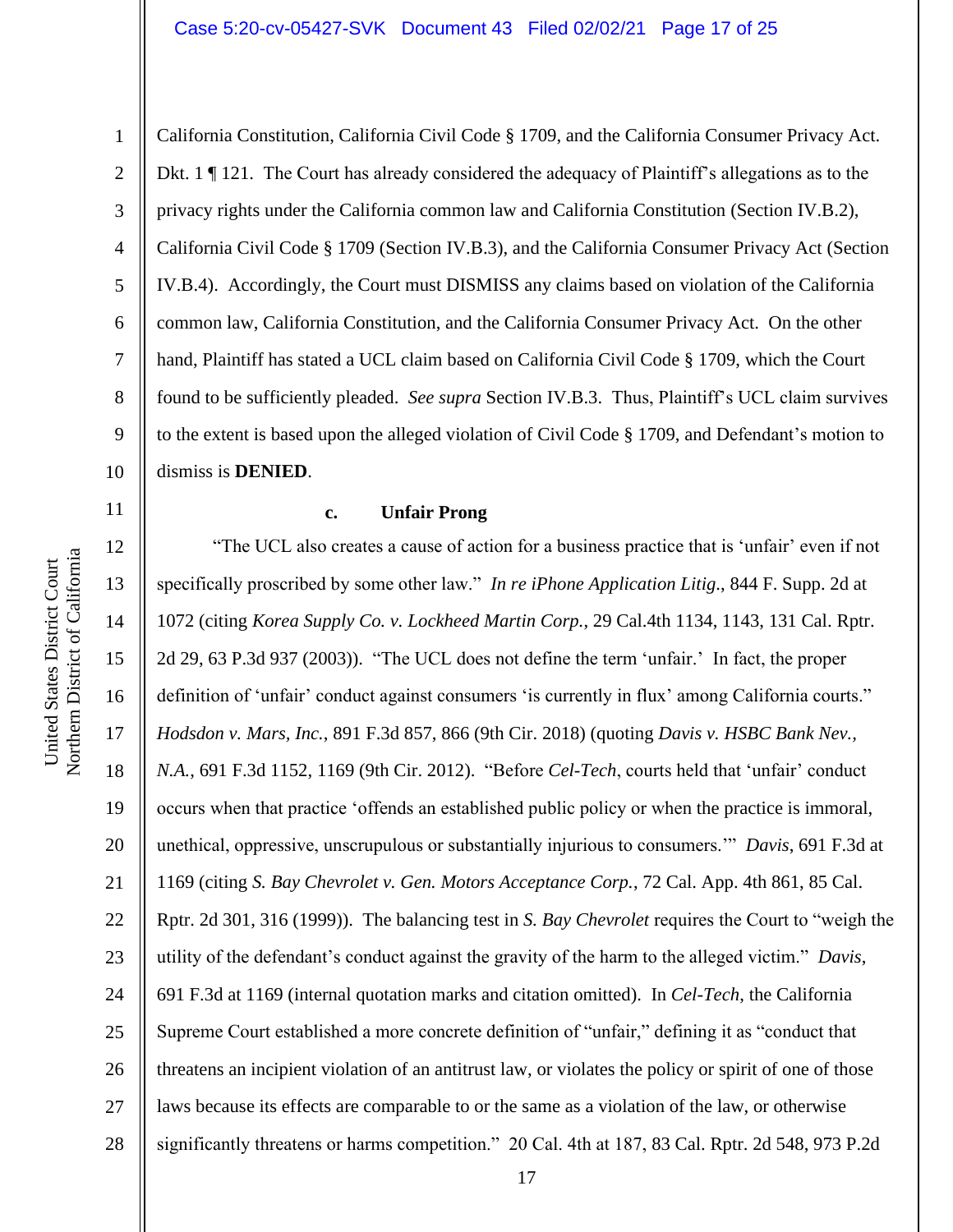California Constitution, California Civil Code § 1709, and the California Consumer Privacy Act. Dkt. 1 ¶ 121. The Court has already considered the adequacy of Plaintiff's allegations as to the privacy rights under the California common law and California Constitution (Section IV.B.2), California Civil Code § 1709 (Section IV.B.3), and the California Consumer Privacy Act (Section IV.B.4). Accordingly, the Court must DISMISS any claims based on violation of the California common law, California Constitution, and the California Consumer Privacy Act. On the other hand, Plaintiff has stated a UCL claim based on California Civil Code § 1709, which the Court found to be sufficiently pleaded. *See supra* Section IV.B.3. Thus, Plaintiff's UCL claim survives to the extent is based upon the alleged violation of Civil Code § 1709, and Defendant's motion to dismiss is **DENIED**.

#### c. Unfair Prong

"The UCL also creates a cause of action for a business practice that is 'unfair' even if not specifically proscribed by some other law." *In re iPhone Application Litig.*, 844 F. Supp. 2d at 1072 (citing *Korea Supply Co. v. Lockheed Martin Corp.*, 29 Cal.4th 1134, 1143, 131 Cal. Rptr. 2d 29, 63 P.3d 937 (2003)). "The UCL does not define the term 'unfair.' In fact, the proper definition of 'unfair' conduct against consumers 'is currently in flux' among California courts." *Hodsdon v. Mars, Inc.*, 891 F.3d 857, 866 (9th Cir. 2018) (quoting *Davis v. HSBC Bank Nev., N.A.*, 691 F.3d 1152, 1169 (9th Cir. 2012). "Before *Cel-Tech*, courts held that 'unfair' conduct occurs when that practice 'offends an established public policy or when the practice is immoral, unethical, oppressive, unscrupulous or substantially injurious to consumers.'" *Davis*, 691 F.3d at 1169 (citing *S. Bay Chevrolet v. Gen. Motors Acceptance Corp.*, 72 Cal. App. 4th 861, 85 Cal. Rptr. 2d 301, 316 (1999)). The balancing test in *S. Bay Chevrolet* requires the Court to "weigh the utility of the defendant's conduct against the gravity of the harm to the alleged victim." *Davis*, 691 F.3d at 1169 (internal quotation marks and citation omitted). In *Cel-Tech*, the California Supreme Court established a more concrete definition of "unfair," defining it as "conduct that threatens an incipient violation of an antitrust law, or violates the policy or spirit of one of those laws because its effects are comparable to or the same as a violation of the law, or otherwise significantly threatens or harms competition." 20 Cal. 4th at 187, 83 Cal. Rptr. 2d 548, 973 P.2d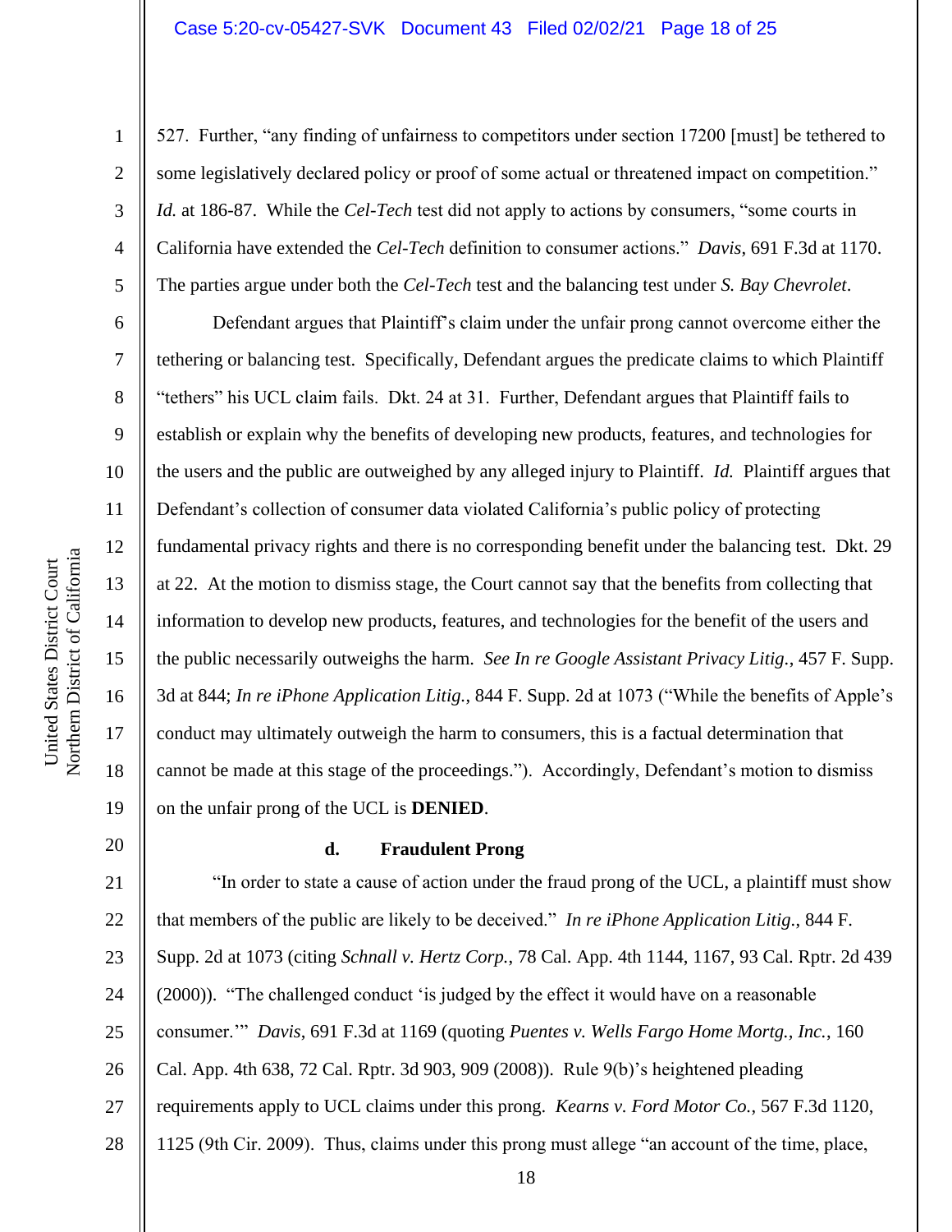527. Further, "any finding of unfairness to competitors under section 17200 [must] be tethered to some legislatively declared policy or proof of some actual or threatened impact on competition." *Id.* at 186-87. While the *Cel-Tech* test did not apply to actions by consumers, "some courts in California have extended the *Cel-Tech* definition to consumer actions." *Davis*, 691 F.3d at 1170. The parties argue under both the *Cel-Tech* test and the balancing test under *S. Bay Chevrolet*.

Defendant argues that Plaintiff's claim under the unfair prong cannot overcome either the tethering or balancing test. Specifically, Defendant argues the predicate claims to which Plaintiff "tethers" his UCL claim fails. Dkt. 24 at 31. Further, Defendant argues that Plaintiff fails to establish or explain why the benefits of developing new products, features, and technologies for the users and the public are outweighed by any alleged injury to Plaintiff. *Id.* Plaintiff argues that Defendant's collection of consumer data violated California's public policy of protecting fundamental privacy rights and there is no corresponding benefit under the balancing test. Dkt. 29 at 22. At the motion to dismiss stage, the Court cannot say that the benefits from collecting that information to develop new products, features, and technologies for the benefit of the users and the public necessarily outweighs the harm. *See In re Google Assistant Privacy Litig.*, 457 F. Supp. 3d at 844; *In re iPhone Application Litig.*, 844 F. Supp. 2d at 1073 ("While the benefits of Apple's conduct may ultimately outweigh the harm to consumers, this is a factual determination that cannot be made at this stage of the proceedings."). Accordingly, Defendant's motion to dismiss on the unfair prong of the UCL is **DENIED**.

#### d. Fraudulent Prong

"In order to state a cause of action under the fraud prong of the UCL, a plaintiff must show that members of the public are likely to be deceived." *In re iPhone Application Litig.*, 844 F. Supp. 2d at 1073 (citing *Schnall v. Hertz Corp.*, 78 Cal. App. 4th 1144, 1167, 93 Cal. Rptr. 2d 439 (2000)). "The challenged conduct 'is judged by the effect it would have on a reasonable consumer.'" *Davis*, 691 F.3d at 1169 (quoting *Puentes v. Wells Fargo Home Mortg., Inc.*, 160 Cal. App. 4th 638, 72 Cal. Rptr. 3d 903, 909 (2008)). Rule 9(b)'s heightened pleading requirements apply to UCL claims under this prong. *Kearns v. Ford Motor Co.*, 567 F.3d 1120, 1125 (9th Cir. 2009). Thus, claims under this prong must allege "an account of the time, place,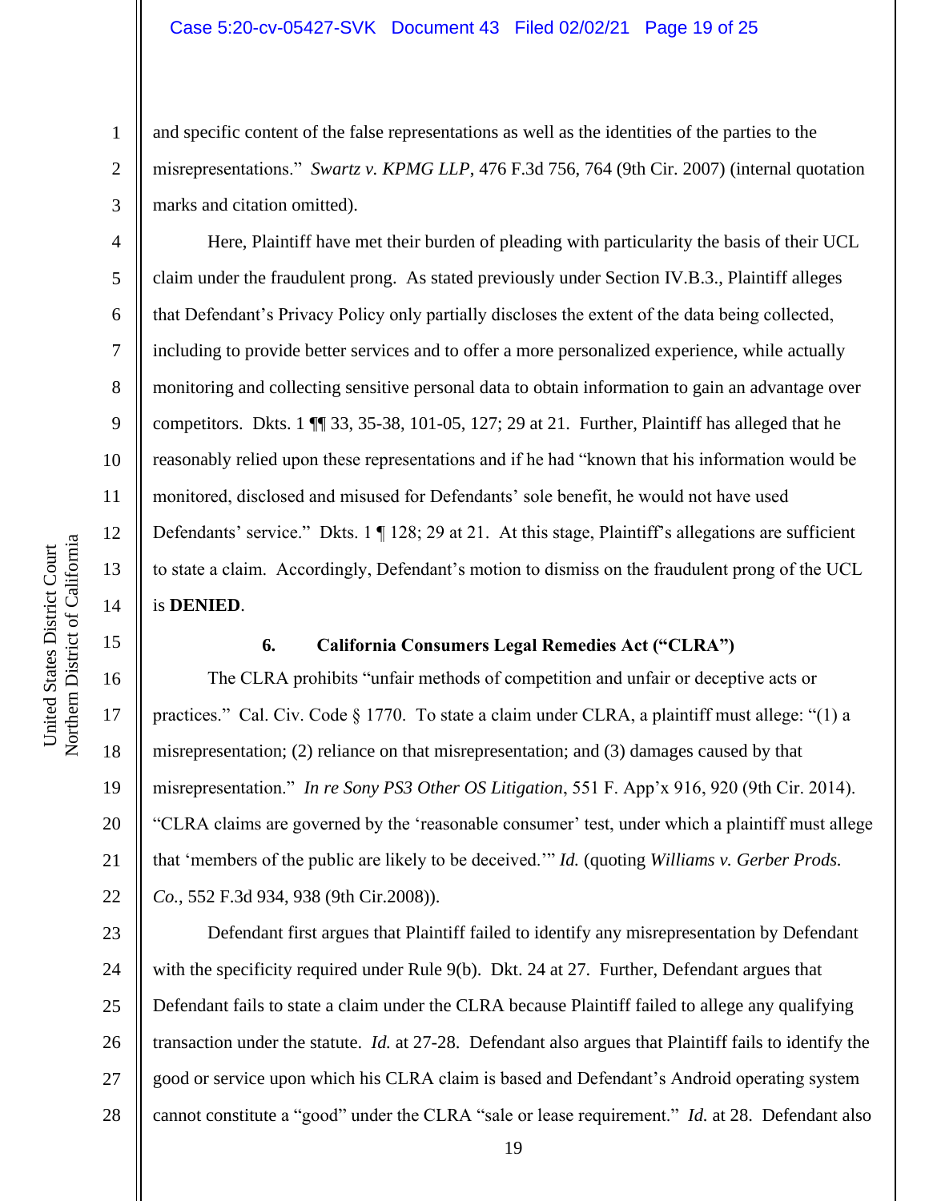and specific content of the false representations as well as the identities of the parties to the misrepresentations." *Swartz v. KPMG LLP*, 476 F.3d 756, 764 (9th Cir. 2007) (internal quotation marks and citation omitted).

Here, Plaintiff have met their burden of pleading with particularity the basis of their UCL claim under the fraudulent prong. As stated previously under Section IV.B.3., Plaintiff alleges that Defendant's Privacy Policy only partially discloses the extent of the data being collected, including to provide better services and to offer a more personalized experience, while actually monitoring and collecting sensitive personal data to obtain information to gain an advantage over competitors. Dkts. 1 ¶¶ 33, 35-38, 101-05, 127; 29 at 21. Further, Plaintiff has alleged that he reasonably relied upon these representations and if he had "known that his information would be monitored, disclosed and misused for Defendants' sole benefit, he would not have used Defendants' service." Dkts. 1 ¶ 128; 29 at 21. At this stage, Plaintiff's allegations are sufficient to state a claim. Accordingly, Defendant's motion to dismiss on the fraudulent prong of the UCL is **DENIED**.

### 6. California Consumers Legal Remedies Act ("CLRA")

The CLRA prohibits "unfair methods of competition and unfair or deceptive acts or practices." Cal. Civ. Code § 1770. To state a claim under CLRA, a plaintiff must allege: "(1) a misrepresentation; (2) reliance on that misrepresentation; and (3) damages caused by that misrepresentation." *In re Sony PS3 Other OS Litigation*, 551 F. App'x 916, 920 (9th Cir. 2014). "CLRA claims are governed by the 'reasonable consumer' test, under which a plaintiff must allege that 'members of the public are likely to be deceived.'" *Id.* (quoting *Williams v. Gerber Prods. Co.*, 552 F.3d 934, 938 (9th Cir.2008)).

Defendant first argues that Plaintiff failed to identify any misrepresentation by Defendant with the specificity required under Rule 9(b). Dkt. 24 at 27. Further, Defendant argues that Defendant fails to state a claim under the CLRA because Plaintiff failed to allege any qualifying transaction under the statute. *Id.* at 27-28. Defendant also argues that Plaintiff fails to identify the good or service upon which his CLRA claim is based and Defendant's Android operating system cannot constitute a "good" under the CLRA "sale or lease requirement." *Id.* at 28. Defendant also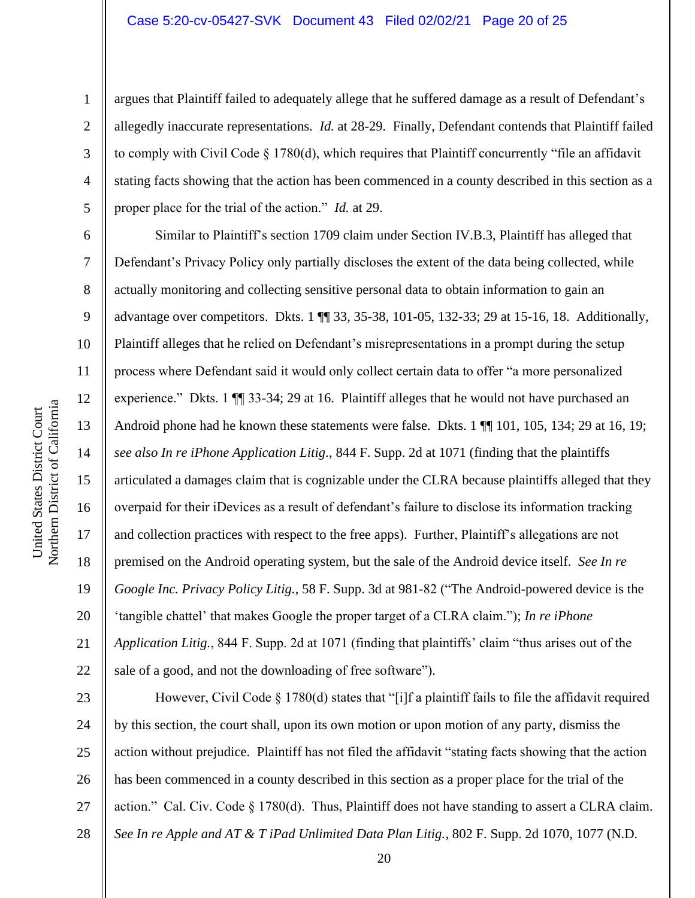argues that Plaintiff failed to adequately allege that he suffered damage as a result of Defendant's allegedly inaccurate representations. *Id.* at 28-29. Finally, Defendant contends that Plaintiff failed to comply with Civil Code § 1780(d), which requires that Plaintiff concurrently "file an affidavit stating facts showing that the action has been commenced in a county described in this section as a proper place for the trial of the action." *Id.* at 29.

Similar to Plaintiff's section 1709 claim under Section IV.B.3, Plaintiff has alleged that Defendant's Privacy Policy only partially discloses the extent of the data being collected, while actually monitoring and collecting sensitive personal data to obtain information to gain an advantage over competitors. Dkts. 1 ¶¶ 33, 35-38, 101-05, 132-33; 29 at 15-16, 18. Additionally, Plaintiff alleges that he relied on Defendant's misrepresentations in a prompt during the setup process where Defendant said it would only collect certain data to offer "a more personalized experience." Dkts. 1 ¶¶ 33-34; 29 at 16. Plaintiff alleges that he would not have purchased an Android phone had he known these statements were false. Dkts. 1 ¶¶ 101, 105, 134; 29 at 16, 19; *see also In re iPhone Application Litig.*, 844 F. Supp. 2d at 1071 (finding that the plaintiffs articulated a damages claim that is cognizable under the CLRA because plaintiffs alleged that they overpaid for their iDevices as a result of defendant's failure to disclose its information tracking and collection practices with respect to the free apps). Further, Plaintiff's allegations are not premised on the Android operating system, but the sale of the Android device itself. *See In re Google Inc. Privacy Policy Litig.*, 58 F. Supp. 3d at 981-82 ("The Android-powered device is the 'tangible chattel' that makes Google the proper target of a CLRA claim."); *In re iPhone Application Litig.*, 844 F. Supp. 2d at 1071 (finding that plaintiffs' claim "thus arises out of the sale of a good, and not the downloading of free software").

However, Civil Code § 1780(d) states that "[i]f a plaintiff fails to file the affidavit required by this section, the court shall, upon its own motion or upon motion of any party, dismiss the action without prejudice. Plaintiff has not filed the affidavit "stating facts showing that the action has been commenced in a county described in this section as a proper place for the trial of the action." Cal. Civ. Code § 1780(d). Thus, Plaintiff does not have standing to assert a CLRA claim. *See In re Apple and AT & T iPad Unlimited Data Plan Litig.*, 802 F. Supp. 2d 1070, 1077 (N.D.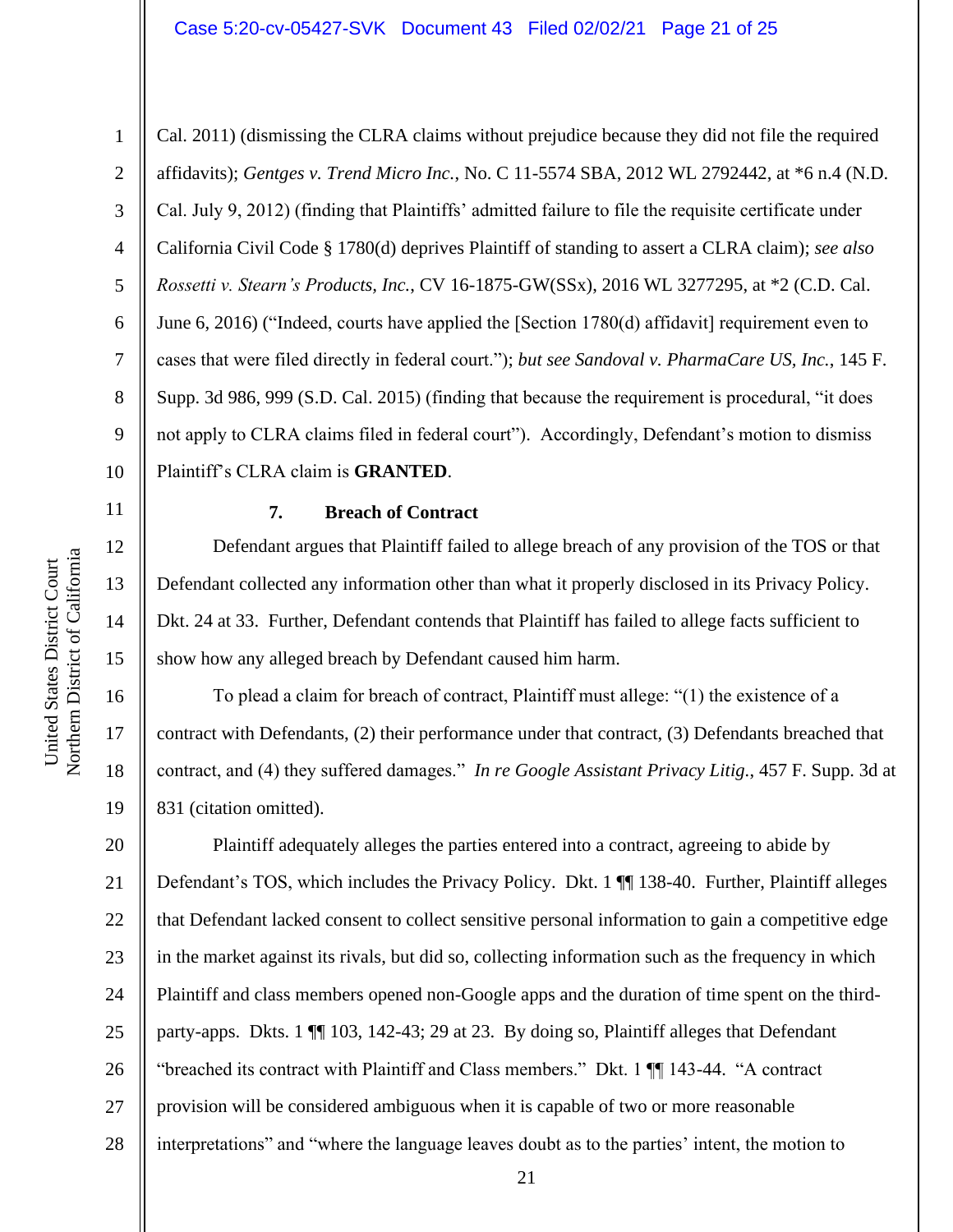Cal. 2011) (dismissing the CLRA claims without prejudice because they did not file the required affidavits); *Gentges v. Trend Micro Inc.*, No. C 11-5574 SBA, 2012 WL 2792442, at *6 n.4 (N.D. Cal. July 9, 2012) (finding that Plaintiffs' admitted failure to file the requisite certificate under California Civil Code § 1780(d) deprives Plaintiff of standing to assert a CLRA claim); *see also Rossetti v. Stearn's Products, Inc.*, CV 16-1875-GW(SSx), 2016 WL 3277295, at *2 (C.D. Cal. June 6, 2016) ("Indeed, courts have applied the [Section 1780(d) affidavit] requirement even to cases that were filed directly in federal court."); *but see Sandoval v. PharmaCare US, Inc.*, 145 F. Supp. 3d 986, 999 (S.D. Cal. 2015) (finding that because the requirement is procedural, "it does not apply to CLRA claims filed in federal court"). Accordingly, Defendant's motion to dismiss Plaintiff's CLRA claim is **GRANTED**.

### 7. Breach of Contract

Defendant argues that Plaintiff failed to allege breach of any provision of the TOS or that Defendant collected any information other than what it properly disclosed in its Privacy Policy. Dkt. 24 at 33. Further, Defendant contends that Plaintiff has failed to allege facts sufficient to show how any alleged breach by Defendant caused him harm.

To plead a claim for breach of contract, Plaintiff must allege: "(1) the existence of a contract with Defendants, (2) their performance under that contract, (3) Defendants breached that contract, and (4) they suffered damages." *In re Google Assistant Privacy Litig.*, 457 F. Supp. 3d at 831 (citation omitted).

Plaintiff adequately alleges the parties entered into a contract, agreeing to abide by Defendant's TOS, which includes the Privacy Policy. Dkt. 1 ¶¶ 138-40. Further, Plaintiff alleges that Defendant lacked consent to collect sensitive personal information to gain a competitive edge in the market against its rivals, but did so, collecting information such as the frequency in which Plaintiff and class members opened non-Google apps and the duration of time spent on the third-party-apps. Dkts. 1 ¶¶ 103, 142-43; 29 at 23. By doing so, Plaintiff alleges that Defendant "breached its contract with Plaintiff and Class members." Dkt. 1 ¶¶ 143-44. "A contract provision will be considered ambiguous when it is capable of two or more reasonable interpretations" and "where the language leaves doubt as to the parties' intent, the motion to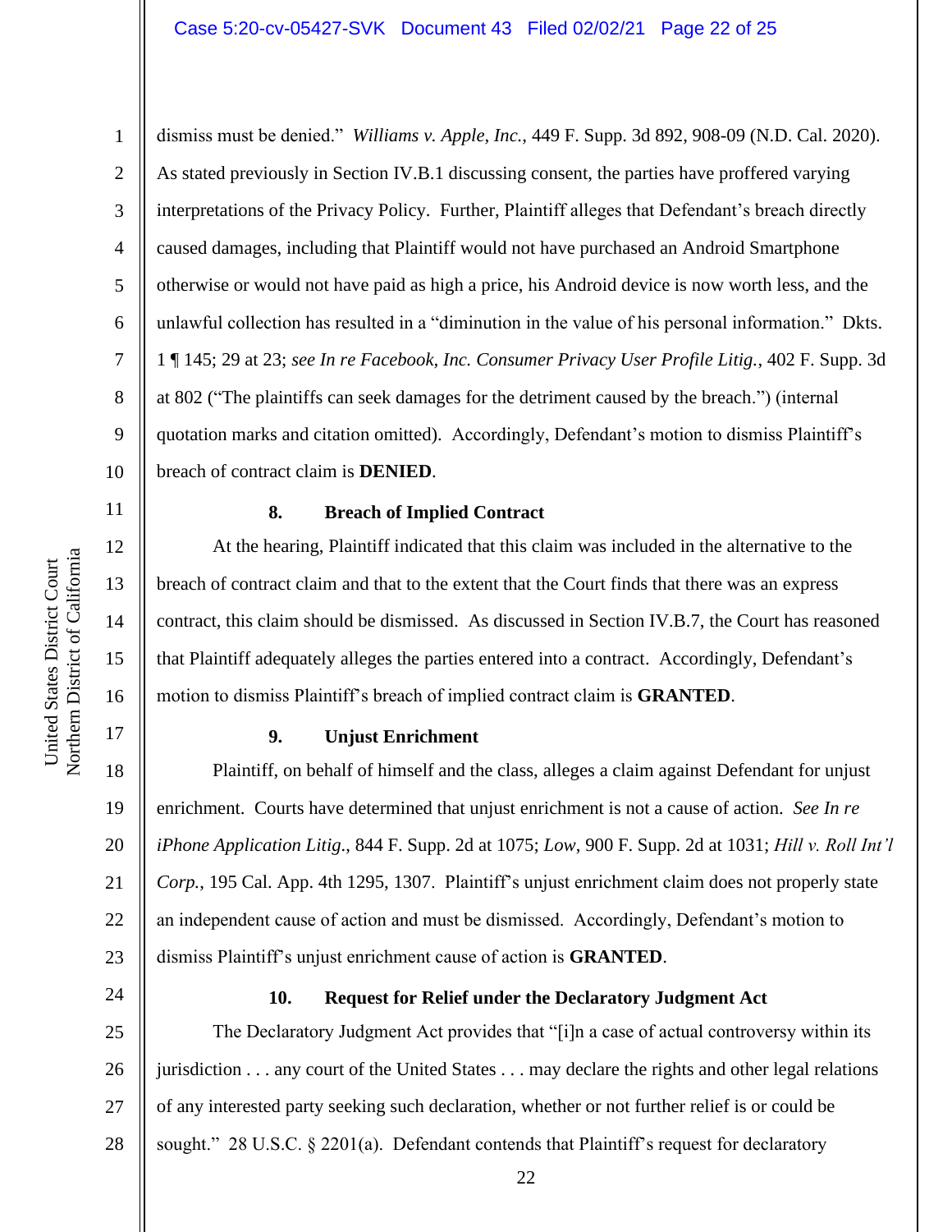dismiss must be denied." *Williams v. Apple, Inc.*, 449 F. Supp. 3d 892, 908-09 (N.D. Cal. 2020). As stated previously in Section IV.B.1 discussing consent, the parties have proffered varying interpretations of the Privacy Policy. Further, Plaintiff alleges that Defendant's breach directly caused damages, including that Plaintiff would not have purchased an Android Smartphone otherwise or would not have paid as high a price, his Android device is now worth less, and the unlawful collection has resulted in a "diminution in the value of his personal information." Dkts. 1 ¶ 145; 29 at 23; *see In re Facebook, Inc. Consumer Privacy User Profile Litig.*, 402 F. Supp. 3d at 802 ("The plaintiffs can seek damages for the detriment caused by the breach.") (internal quotation marks and citation omitted). Accordingly, Defendant's motion to dismiss Plaintiff's breach of contract claim is **DENIED**.

#### 8. Breach of Implied Contract

At the hearing, Plaintiff indicated that this claim was included in the alternative to the breach of contract claim and that to the extent that the Court finds that there was an express contract, this claim should be dismissed. As discussed in Section IV.B.7, the Court has reasoned that Plaintiff adequately alleges the parties entered into a contract. Accordingly, Defendant's motion to dismiss Plaintiff's breach of implied contract claim is **GRANTED**.

#### 9. Unjust Enrichment

Plaintiff, on behalf of himself and the class, alleges a claim against Defendant for unjust enrichment. Courts have determined that unjust enrichment is not a cause of action. *See In re iPhone Application Litig.*, 844 F. Supp. 2d at 1075; *Low*, 900 F. Supp. 2d at 1031; *Hill v. Roll Int'l Corp.*, 195 Cal. App. 4th 1295, 1307. Plaintiff's unjust enrichment claim does not properly state an independent cause of action and must be dismissed. Accordingly, Defendant's motion to dismiss Plaintiff's unjust enrichment cause of action is **GRANTED**.

#### 10. Request for Relief under the Declaratory Judgment Act

The Declaratory Judgment Act provides that "[i]n a case of actual controversy within its jurisdiction . . . any court of the United States . . . may declare the rights and other legal relations of any interested party seeking such declaration, whether or not further relief is or could be sought." 28 U.S.C. § 2201(a). Defendant contends that Plaintiff's request for declaratory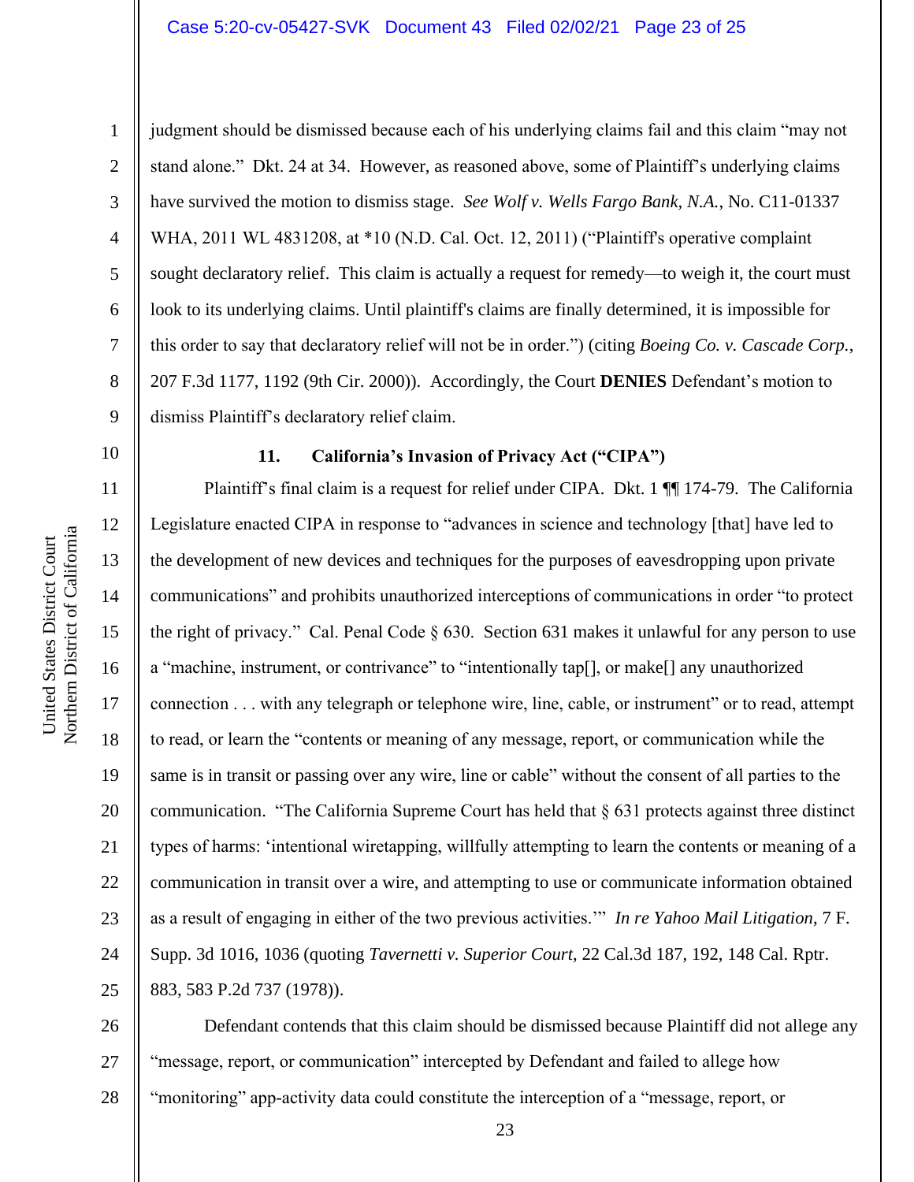judgment should be dismissed because each of his underlying claims fail and this claim "may not stand alone." Dkt. 24 at 34. However, as reasoned above, some of Plaintiff's underlying claims have survived the motion to dismiss stage. *See Wolf v. Wells Fargo Bank, N.A.*, No. C11-01337 WHA, 2011 WL 4831208, at *10 (N.D. Cal. Oct. 12, 2011) ("Plaintiff's operative complaint sought declaratory relief. This claim is actually a request for remedy—to weigh it, the court must look to its underlying claims. Until plaintiff's claims are finally determined, it is impossible for this order to say that declaratory relief will not be in order.") (citing *Boeing Co. v. Cascade Corp.*, 207 F.3d 1177, 1192 (9th Cir. 2000)). Accordingly, the Court **DENIES** Defendant's motion to dismiss Plaintiff's declaratory relief claim.

### 11. California's Invasion of Privacy Act ("CIPA")

Plaintiff's final claim is a request for relief under CIPA. Dkt. 1 ¶¶ 174-79. The California Legislature enacted CIPA in response to "advances in science and technology [that] have led to the development of new devices and techniques for the purposes of eavesdropping upon private communications" and prohibits unauthorized interceptions of communications in order "to protect the right of privacy." Cal. Penal Code § 630. Section 631 makes it unlawful for any person to use a "machine, instrument, or contrivance" to "intentionally tap[], or make[] any unauthorized connection . . . with any telegraph or telephone wire, line, cable, or instrument" or to read, attempt to read, or learn the "contents or meaning of any message, report, or communication while the same is in transit or passing over any wire, line or cable" without the consent of all parties to the communication. "The California Supreme Court has held that § 631 protects against three distinct types of harms: 'intentional wiretapping, willfully attempting to learn the contents or meaning of a communication in transit over a wire, and attempting to use or communicate information obtained as a result of engaging in either of the two previous activities.'" *In re Yahoo Mail Litigation*, 7 F. Supp. 3d 1016, 1036 (quoting *Tavernetti v. Superior Court*, 22 Cal.3d 187, 192, 148 Cal. Rptr. 883, 583 P.2d 737 (1978)).

Defendant contends that this claim should be dismissed because Plaintiff did not allege any "message, report, or communication" intercepted by Defendant and failed to allege how "monitoring" app-activity data could constitute the interception of a "message, report, or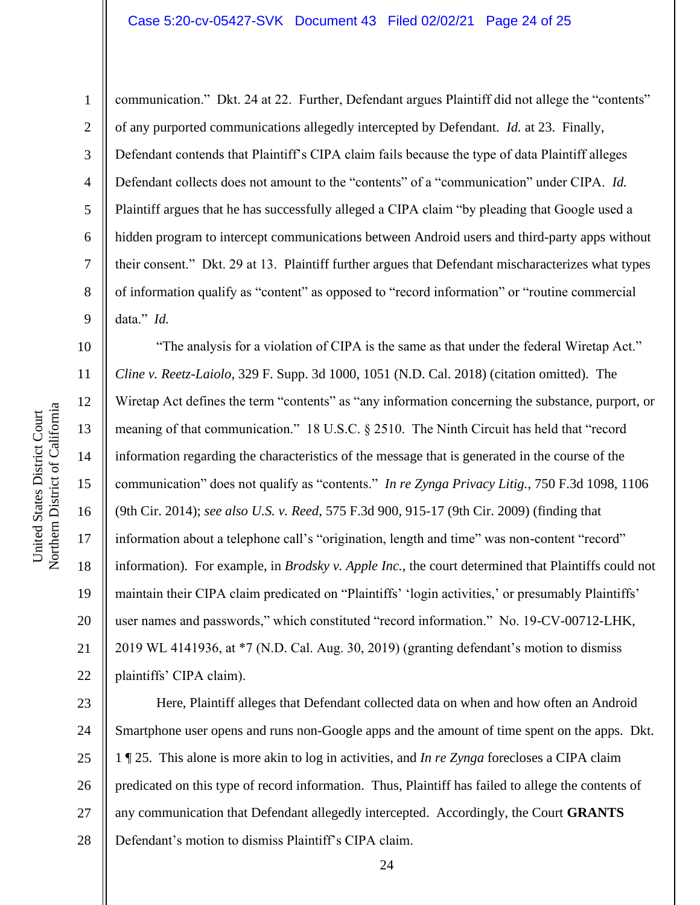communication." Dkt. 24 at 22. Further, Defendant argues Plaintiff did not allege the "contents" of any purported communications allegedly intercepted by Defendant. *Id.* at 23. Finally, Defendant contends that Plaintiff's CIPA claim fails because the type of data Plaintiff alleges Defendant collects does not amount to the "contents" of a "communication" under CIPA. *Id.* Plaintiff argues that he has successfully alleged a CIPA claim "by pleading that Google used a hidden program to intercept communications between Android users and third-party apps without their consent." Dkt. 29 at 13. Plaintiff further argues that Defendant mischaracterizes what types of information qualify as "content" as opposed to "record information" or "routine commercial data." *Id.*

"The analysis for a violation of CIPA is the same as that under the federal Wiretap Act." *Cline v. Reetz-Laiolo*, 329 F. Supp. 3d 1000, 1051 (N.D. Cal. 2018) (citation omitted). The Wiretap Act defines the term "contents" as "any information concerning the substance, purport, or meaning of that communication." 18 U.S.C. § 2510. The Ninth Circuit has held that "record information regarding the characteristics of the message that is generated in the course of the communication" does not qualify as "contents." *In re Zynga Privacy Litig.*, 750 F.3d 1098, 1106 (9th Cir. 2014); *see also U.S. v. Reed*, 575 F.3d 900, 915-17 (9th Cir. 2009) (finding that information about a telephone call's "origination, length and time" was non-content "record" information). For example, in *Brodsky v. Apple Inc.*, the court determined that Plaintiffs could not maintain their CIPA claim predicated on "Plaintiffs' 'login activities,' or presumably Plaintiffs' user names and passwords," which constituted "record information." No. 19-CV-00712-LHK, 2019 WL 4141936, at *7 (N.D. Cal. Aug. 30, 2019) (granting defendant's motion to dismiss plaintiffs' CIPA claim).

Here, Plaintiff alleges that Defendant collected data on when and how often an Android Smartphone user opens and runs non-Google apps and the amount of time spent on the apps. Dkt. 1 ¶ 25. This alone is more akin to log in activities, and *In re Zynga* forecloses a CIPA claim predicated on this type of record information. Thus, Plaintiff has failed to allege the contents of any communication that Defendant allegedly intercepted. Accordingly, the Court **GRANTS** Defendant's motion to dismiss Plaintiff's CIPA claim.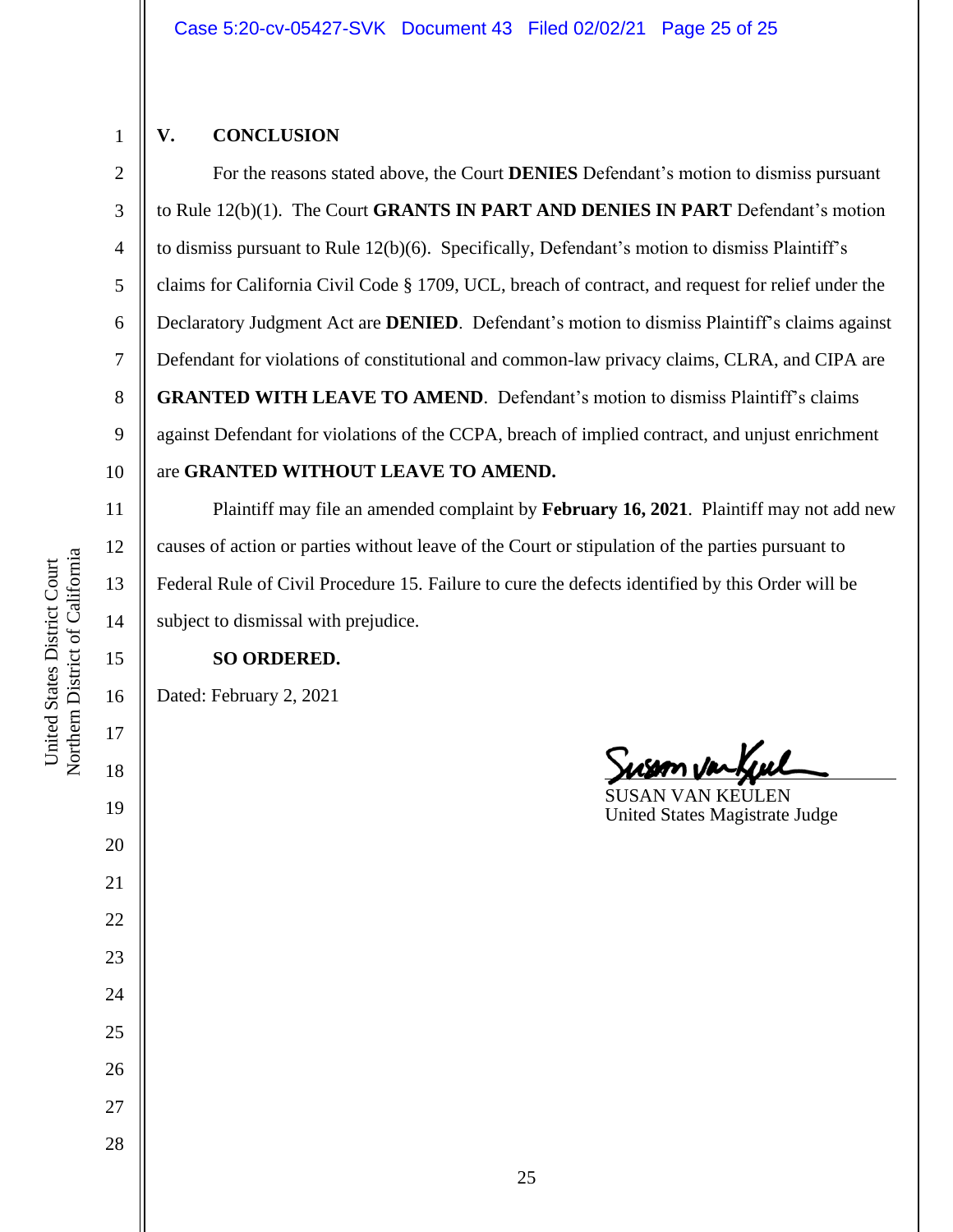## V. CONCLUSION

For the reasons stated above, the Court **DENIES** Defendant's motion to dismiss pursuant to Rule 12(b)(1). The Court **GRANTS IN PART AND DENIES IN PART** Defendant's motion to dismiss pursuant to Rule 12(b)(6). Specifically, Defendant's motion to dismiss Plaintiff's claims for California Civil Code § 1709, UCL, breach of contract, and request for relief under the Declaratory Judgment Act are **DENIED**. Defendant's motion to dismiss Plaintiff's claims against Defendant for violations of constitutional and common-law privacy claims, CLRA, and CIPA are **GRANTED WITH LEAVE TO AMEND**. Defendant's motion to dismiss Plaintiff's claims against Defendant for violations of the CCPA, breach of implied contract, and unjust enrichment are **GRANTED WITHOUT LEAVE TO AMEND.**

Plaintiff may file an amended complaint by **February 16, 2021**. Plaintiff may not add new causes of action or parties without leave of the Court or stipulation of the parties pursuant to Federal Rule of Civil Procedure 15. Failure to cure the defects identified by this Order will be subject to dismissal with prejudice.

**SO ORDERED.**

Dated: February 2, 2021

SUSAN VAN KEULEN
United States Magistrate Judge